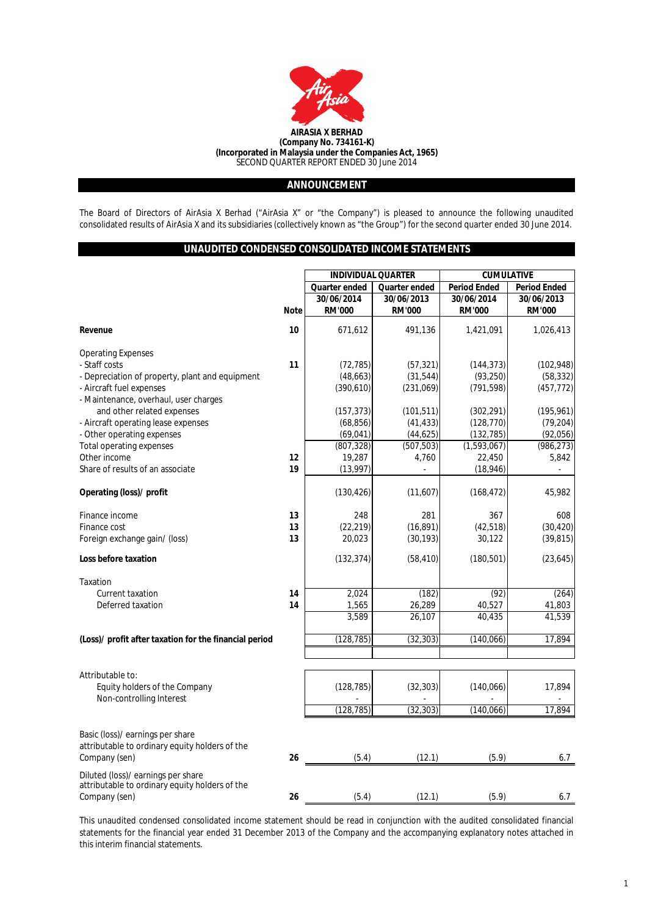**AIRASIA X BERHAD**
**(Company No. 734161-K)**
**(Incorporated in Malaysia under the Companies Act, 1965)**
SECOND QUARTER REPORT ENDED 30 June 2014

## ANNOUNCEMENT

The Board of Directors of AirAsia X Berhad ("AirAsia X" or "the Company") is pleased to announce the following unaudited consolidated results of AirAsia X and its subsidiaries (collectively known as "the Group") for the second quarter ended 30 June 2014.

## UNAUDITED CONDENSED CONSOLIDATED INCOME STATEMENTS

| | | INDIVIDUAL QUARTER | | CUMULATIVE | |
|---|---|---|---|---|---|
| | | Quarter ended | Quarter ended | Period Ended | Period Ended |
| | | 30/06/2014 | 30/06/2013 | 30/06/2014 | 30/06/2013 |
| | Note | RM'000 | RM'000 | RM'000 | RM'000 |
| **Revenue** | 10 | 671,612 | 491,136 | 1,421,091 | 1,026,413 |
| Operating Expenses | | | | | |
| - Staff costs | 11 | (72,785) | (57,321) | (144,373) | (102,948) |
| - Depreciation of property, plant and equipment | | (48,663) | (31,544) | (93,250) | (58,332) |
| - Aircraft fuel expenses | | (390,610) | (231,069) | (791,598) | (457,772) |
| - Maintenance, overhaul, user charges and other related expenses | | (157,373) | (101,511) | (302,291) | (195,961) |
| - Aircraft operating lease expenses | | (68,856) | (41,433) | (128,770) | (79,204) |
| - Other operating expenses | | (69,041) | (44,625) | (132,785) | (92,056) |
| Total operating expenses | | (807,328) | (507,503) | (1,593,067) | (986,273) |
| Other income | 12 | 19,287 | 4,760 | 22,450 | 5,842 |
| Share of results of an associate | 19 | (13,997) | - | (18,946) | - |
| **Operating (loss)/ profit** | | (130,426) | (11,607) | (168,472) | 45,982 |
| Finance income | 13 | 248 | 281 | 367 | 608 |
| Finance cost | 13 | (22,219) | (16,891) | (42,518) | (30,420) |
| Foreign exchange gain/ (loss) | 13 | 20,023 | (30,193) | 30,122 | (39,815) |
| **Loss before taxation** | | (132,374) | (58,410) | (180,501) | (23,645) |
| Taxation | | | | | |
| Current taxation | 14 | 2,024 | (182) | (92) | (264) |
| Deferred taxation | 14 | 1,565 | 26,289 | 40,527 | 41,803 |
| | | 3,589 | 26,107 | 40,435 | 41,539 |
| **(Loss)/ profit after taxation for the financial period** | | (128,785) | (32,303) | (140,066) | 17,894 |
| Attributable to: | | | | | |
| Equity holders of the Company | | (128,785) | (32,303) | (140,066) | 17,894 |
| Non-controlling Interest | | - | - | - | - |
| | | (128,785) | (32,303) | (140,066) | 17,894 |
| Basic (loss)/ earnings per share attributable to ordinary equity holders of the Company (sen) | 26 | (5.4) | (12.1) | (5.9) | 6.7 |
| Diluted (loss)/ earnings per share attributable to ordinary equity holders of the Company (sen) | 26 | (5.4) | (12.1) | (5.9) | 6.7 |

This unaudited condensed consolidated income statement should be read in conjunction with the audited consolidated financial statements for the financial year ended 31 December 2013 of the Company and the accompanying explanatory notes attached in this interim financial statements.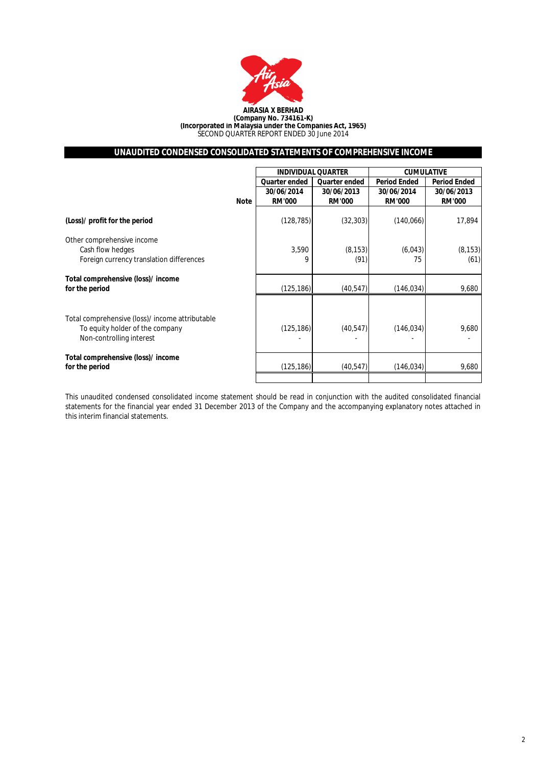**AIRASIA X BERHAD**
**(Company No. 734161-K)**
**(Incorporated in Malaysia under the Companies Act, 1965)**
SECOND QUARTER REPORT ENDED 30 June 2014

## UNAUDITED CONDENSED CONSOLIDATED STATEMENTS OF COMPREHENSIVE INCOME

| | | INDIVIDUAL QUARTER | | CUMULATIVE | |
|---|---|---|---|---|---|
| | | Quarter ended | Quarter ended | Period Ended | Period Ended |
| | | 30/06/2014 | 30/06/2013 | 30/06/2014 | 30/06/2013 |
| | Note | RM'000 | RM'000 | RM'000 | RM'000 |
| **(Loss)/ profit for the period** | | (128,785) | (32,303) | (140,066) | 17,894 |
| Other comprehensive income | | | | | |
| Cash flow hedges | | 3,590 | (8,153) | (6,043) | (8,153) |
| Foreign currency translation differences | | 9 | (91) | 75 | (61) |
| **Total comprehensive (loss)/ income for the period** | | (125,186) | (40,547) | (146,034) | 9,680 |
| Total comprehensive (loss)/ income attributable | | | | | |
| To equity holder of the company | | (125,186) | (40,547) | (146,034) | 9,680 |
| Non-controlling interest | | - | - | - | - |
| **Total comprehensive (loss)/ income for the period** | | (125,186) | (40,547) | (146,034) | 9,680 |

This unaudited condensed consolidated income statement should be read in conjunction with the audited consolidated financial statements for the financial year ended 31 December 2013 of the Company and the accompanying explanatory notes attached in this interim financial statements.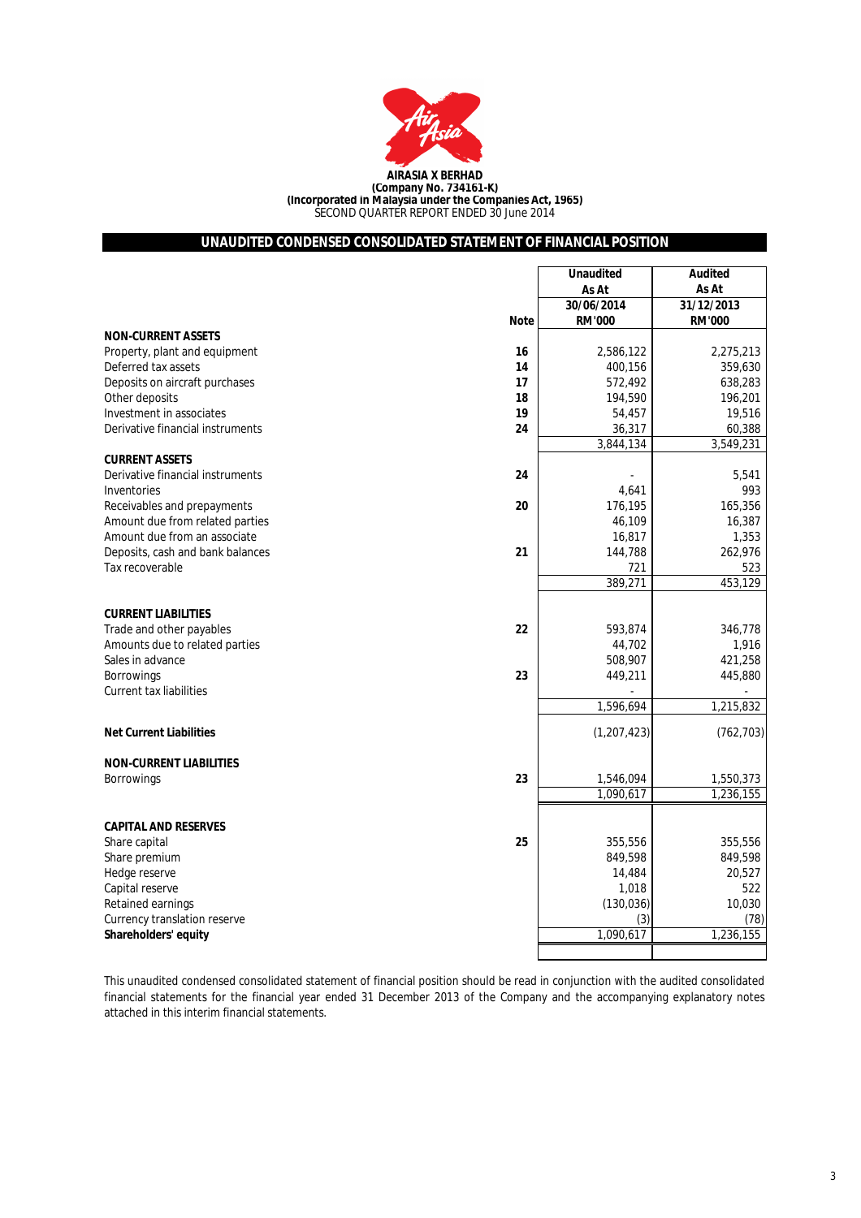**AIRASIA X BERHAD**
**(Company No. 734161-K)**
**(Incorporated in Malaysia under the Companies Act, 1965)**
SECOND QUARTER REPORT ENDED 30 June 2014

## UNAUDITED CONDENSED CONSOLIDATED STATEMENT OF FINANCIAL POSITION

| | Note | Unaudited As At 30/06/2014 RM'000 | Audited As At 31/12/2013 RM'000 |
|---|---|---|---|
| **NON-CURRENT ASSETS** | | | |
| Property, plant and equipment | 16 | 2,586,122 | 2,275,213 |
| Deferred tax assets | 14 | 400,156 | 359,630 |
| Deposits on aircraft purchases | 17 | 572,492 | 638,283 |
| Other deposits | 18 | 194,590 | 196,201 |
| Investment in associates | 19 | 54,457 | 19,516 |
| Derivative financial instruments | 24 | 36,317 | 60,388 |
| | | 3,844,134 | 3,549,231 |
| **CURRENT ASSETS** | | | |
| Derivative financial instruments | 24 | - | 5,541 |
| Inventories | | 4,641 | 993 |
| Receivables and prepayments | 20 | 176,195 | 165,356 |
| Amount due from related parties | | 46,109 | 16,387 |
| Amount due from an associate | | 16,817 | 1,353 |
| Deposits, cash and bank balances | 21 | 144,788 | 262,976 |
| Tax recoverable | | 721 | 523 |
| | | 389,271 | 453,129 |
| **CURRENT LIABILITIES** | | | |
| Trade and other payables | 22 | 593,874 | 346,778 |
| Amounts due to related parties | | 44,702 | 1,916 |
| Sales in advance | | 508,907 | 421,258 |
| Borrowings | 23 | 449,211 | 445,880 |
| Current tax liabilities | | - | - |
| | | 1,596,694 | 1,215,832 |
| **Net Current Liabilities** | | (1,207,423) | (762,703) |
| **NON-CURRENT LIABILITIES** | | | |
| Borrowings | 23 | 1,546,094 | 1,550,373 |
| | | 1,090,617 | 1,236,155 |
| **CAPITAL AND RESERVES** | | | |
| Share capital | 25 | 355,556 | 355,556 |
| Share premium | | 849,598 | 849,598 |
| Hedge reserve | | 14,484 | 20,527 |
| Capital reserve | | 1,018 | 522 |
| Retained earnings | | (130,036) | 10,030 |
| Currency translation reserve | | (3) | (78) |
| **Shareholders' equity** | | 1,090,617 | 1,236,155 |

This unaudited condensed consolidated statement of financial position should be read in conjunction with the audited consolidated financial statements for the financial year ended 31 December 2013 of the Company and the accompanying explanatory notes attached in this interim financial statements.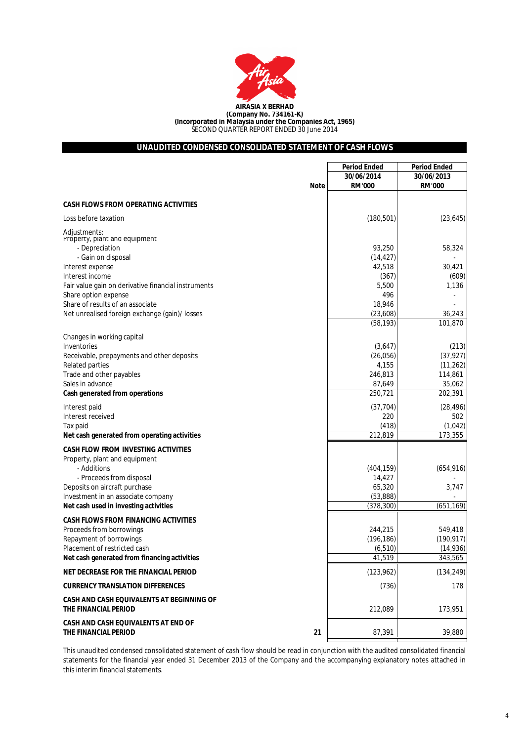**AIRASIA X BERHAD**
**(Company No. 734161-K)**
**(Incorporated in Malaysia under the Companies Act, 1965)**
SECOND QUARTER REPORT ENDED 30 June 2014

## UNAUDITED CONDENSED CONSOLIDATED STATEMENT OF CASH FLOWS

| | Note | Period Ended 30/06/2014 RM'000 | Period Ended 30/06/2013 RM'000 |
|---|---|---|---|
| **CASH FLOWS FROM OPERATING ACTIVITIES** | | | |
| Loss before taxation | | (180,501) | (23,645) |
| Adjustments: | | | |
| Property, plant and equipment | | | |
| - Depreciation | | 93,250 | 58,324 |
| - Gain on disposal | | (14,427) | - |
| Interest expense | | 42,518 | 30,421 |
| Interest income | | (367) | (609) |
| Fair value gain on derivative financial instruments | | 5,500 | 1,136 |
| Share option expense | | 496 | - |
| Share of results of an associate | | 18,946 | - |
| Net unrealised foreign exchange (gain)/ losses | | (23,608) | 36,243 |
| | | (58,193) | 101,870 |
| Changes in working capital | | | |
| Inventories | | (3,647) | (213) |
| Receivable, prepayments and other deposits | | (26,056) | (37,927) |
| Related parties | | 4,155 | (11,262) |
| Trade and other payables | | 246,813 | 114,861 |
| Sales in advance | | 87,649 | 35,062 |
| **Cash generated from operations** | | 250,721 | 202,391 |
| Interest paid | | (37,704) | (28,496) |
| Interest received | | 220 | 502 |
| Tax paid | | (418) | (1,042) |
| **Net cash generated from operating activities** | | 212,819 | 173,355 |
| **CASH FLOW FROM INVESTING ACTIVITIES** | | | |
| Property, plant and equipment | | | |
| - Additions | | (404,159) | (654,916) |
| - Proceeds from disposal | | 14,427 | - |
| Deposits on aircraft purchase | | 65,320 | 3,747 |
| Investment in an associate company | | (53,888) | - |
| **Net cash used in investing activities** | | (378,300) | (651,169) |
| **CASH FLOWS FROM FINANCING ACTIVITIES** | | | |
| Proceeds from borrowings | | 244,215 | 549,418 |
| Repayment of borrowings | | (196,186) | (190,917) |
| Placement of restricted cash | | (6,510) | (14,936) |
| **Net cash generated from financing activities** | | 41,519 | 343,565 |
| **NET DECREASE FOR THE FINANCIAL PERIOD** | | (123,962) | (134,249) |
| **CURRENCY TRANSLATION DIFFERENCES** | | (736) | 178 |
| **CASH AND CASH EQUIVALENTS AT BEGINNING OF THE FINANCIAL PERIOD** | | 212,089 | 173,951 |
| **CASH AND CASH EQUIVALENTS AT END OF THE FINANCIAL PERIOD** | 21 | 87,391 | 39,880 |

This unaudited condensed consolidated statement of cash flow should be read in conjunction with the audited consolidated financial statements for the financial year ended 31 December 2013 of the Company and the accompanying explanatory notes attached in this interim financial statements.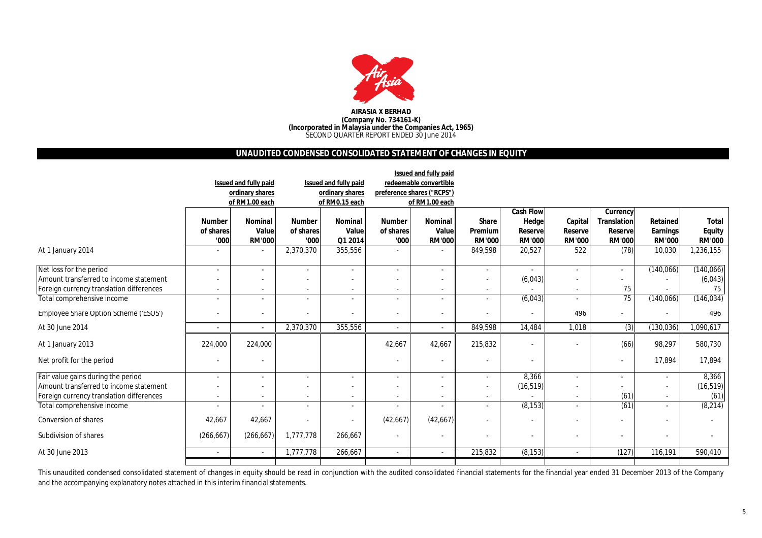**AIRASIA X BERHAD**
**(Company No. 734161-K)**
**(Incorporated in Malaysia under the Companies Act, 1965)**
SECOND QUARTER REPORT ENDED 30 June 2014

## UNAUDITED CONDENSED CONSOLIDATED STATEMENT OF CHANGES IN EQUITY

| | Issued and fully paid ordinary shares of RM1.00 each | | Issued and fully paid ordinary shares of RM0.15 each | | Issued and fully paid redeemable convertible preference shares ("RCPS") of RM1.00 each | | | | | | | |
|---|---|---|---|---|---|---|---|---|---|---|---|---|
| | Number of shares '000 | Nominal Value RM'000 | Number of shares '000 | Nominal Value Q1 2014 | Number of shares '000 | Nominal Value RM'000 | Share Premium RM'000 | Cash Flow Hedge Reserve RM'000 | Capital Reserve RM'000 | Currency Translation Reserve RM'000 | Retained Earnings RM'000 | Total Equity RM'000 |
| At 1 January 2014 | - | - | 2,370,370 | 355,556 | - | - | 849,598 | 20,527 | 522 | (78) | 10,030 | 1,236,155 |
| Net loss for the period | - | - | - | - | - | - | - | - | - | - | (140,066) | (140,066) |
| Amount transferred to income statement | - | - | - | - | - | - | - | (6,043) | - | - | - | (6,043) |
| Foreign currency translation differences | - | - | - | - | - | - | - | - | - | 75 | - | 75 |
| Total comprehensive income | - | - | - | - | - | - | - | (6,043) | - | 75 | (140,066) | (146,034) |
| Employee Share Option Scheme ('ESOS') | - | - | - | - | - | - | - | - | 496 | - | - | 496 |
| At 30 June 2014 | - | - | 2,370,370 | 355,556 | - | - | 849,598 | 14,484 | 1,018 | (3) | (130,036) | 1,090,617 |
| At 1 January 2013 | 224,000 | 224,000 | | | 42,667 | 42,667 | 215,832 | - | - | (66) | 98,297 | 580,730 |
| Net profit for the period | - | - | | | - | - | - | - | | - | 17,894 | 17,894 |
| Fair value gains during the period | - | - | - | - | - | - | - | 8,366 | - | - | - | 8,366 |
| Amount transferred to income statement | - | - | - | - | - | - | - | (16,519) | - | - | - | (16,519) |
| Foreign currency translation differences | - | - | - | - | - | - | - | - | - | (61) | - | (61) |
| Total comprehensive income | - | - | - | - | - | - | - | (8,153) | - | (61) | - | (8,214) |
| Conversion of shares | 42,667 | 42,667 | - | - | (42,667) | (42,667) | - | - | - | - | - | - |
| Subdivision of shares | (266,667) | (266,667) | 1,777,778 | 266,667 | - | - | - | - | - | - | - | - |
| At 30 June 2013 | - | - | 1,777,778 | 266,667 | - | - | 215,832 | (8,153) | - | (127) | 116,191 | 590,410 |

This unaudited condensed consolidated statement of changes in equity should be read in conjunction with the audited consolidated financial statements for the financial year ended 31 December 2013 of the Company and the accompanying explanatory notes attached in this interim financial statements.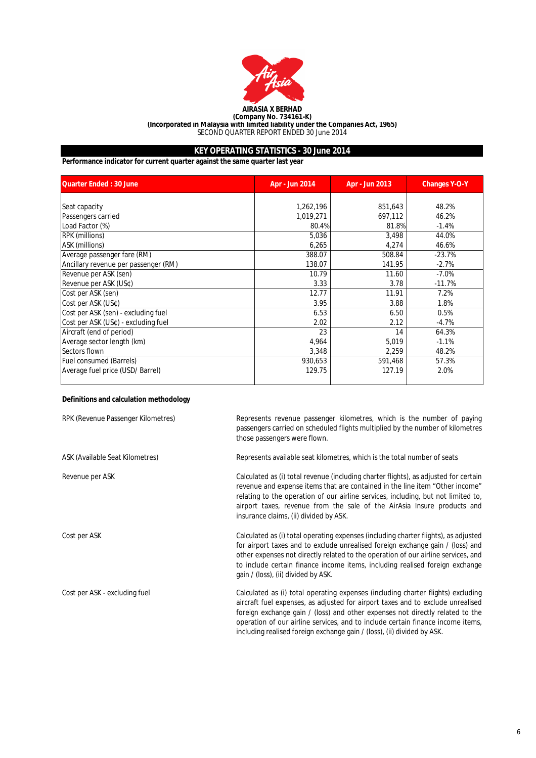**AIRASIA X BERHAD**
**(Company No. 734161-K)**
**(Incorporated in Malaysia with limited liability under the Companies Act, 1965)**
SECOND QUARTER REPORT ENDED 30 June 2014

## KEY OPERATING STATISTICS - 30 June 2014

**Performance indicator for current quarter against the same quarter last year**

| Quarter Ended : 30 June | Apr - Jun 2014 | Apr - Jun 2013 | Changes Y-O-Y |
|---|---|---|---|
| Seat capacity | 1,262,196 | 851,643 | 48.2% |
| Passengers carried | 1,019,271 | 697,112 | 46.2% |
| Load Factor (%) | 80.4% | 81.8% | -1.4% |
| RPK (millions) | 5,036 | 3,498 | 44.0% |
| ASK (millions) | 6,265 | 4,274 | 46.6% |
| Average passenger fare (RM) | 388.07 | 508.84 | -23.7% |
| Ancillary revenue per passenger (RM) | 138.07 | 141.95 | -2.7% |
| Revenue per ASK (sen) | 10.79 | 11.60 | -7.0% |
| Revenue per ASK (US¢) | 3.33 | 3.78 | -11.7% |
| Cost per ASK (sen) | 12.77 | 11.91 | 7.2% |
| Cost per ASK (US¢) | 3.95 | 3.88 | 1.8% |
| Cost per ASK (sen) - excluding fuel | 6.53 | 6.50 | 0.5% |
| Cost per ASK (US¢) - excluding fuel | 2.02 | 2.12 | -4.7% |
| Aircraft (end of period) | 23 | 14 | 64.3% |
| Average sector length (km) | 4,964 | 5,019 | -1.1% |
| Sectors flown | 3,348 | 2,259 | 48.2% |
| Fuel consumed (Barrels) | 930,653 | 591,468 | 57.3% |
| Average fuel price (USD/ Barrel) | 129.75 | 127.19 | 2.0% |

**Definitions and calculation methodology**

| | |
|---|---|
| RPK (Revenue Passenger Kilometres) | Represents revenue passenger kilometres, which is the number of paying passengers carried on scheduled flights multiplied by the number of kilometres those passengers were flown. |
| ASK (Available Seat Kilometres) | Represents available seat kilometres, which is the total number of seats |
| Revenue per ASK | Calculated as (i) total revenue (including charter flights), as adjusted for certain revenue and expense items that are contained in the line item "Other income" relating to the operation of our airline services, including, but not limited to, airport taxes, revenue from the sale of the AirAsia Insure products and insurance claims, (ii) divided by ASK. |
| Cost per ASK | Calculated as (i) total operating expenses (including charter flights), as adjusted for airport taxes and to exclude unrealised foreign exchange gain / (loss) and other expenses not directly related to the operation of our airline services, and to include certain finance income items, including realised foreign exchange gain / (loss), (ii) divided by ASK. |
| Cost per ASK - excluding fuel | Calculated as (i) total operating expenses (including charter flights) excluding aircraft fuel expenses, as adjusted for airport taxes and to exclude unrealised foreign exchange gain / (loss) and other expenses not directly related to the operation of our airline services, and to include certain finance income items, including realised foreign exchange gain / (loss), (ii) divided by ASK. |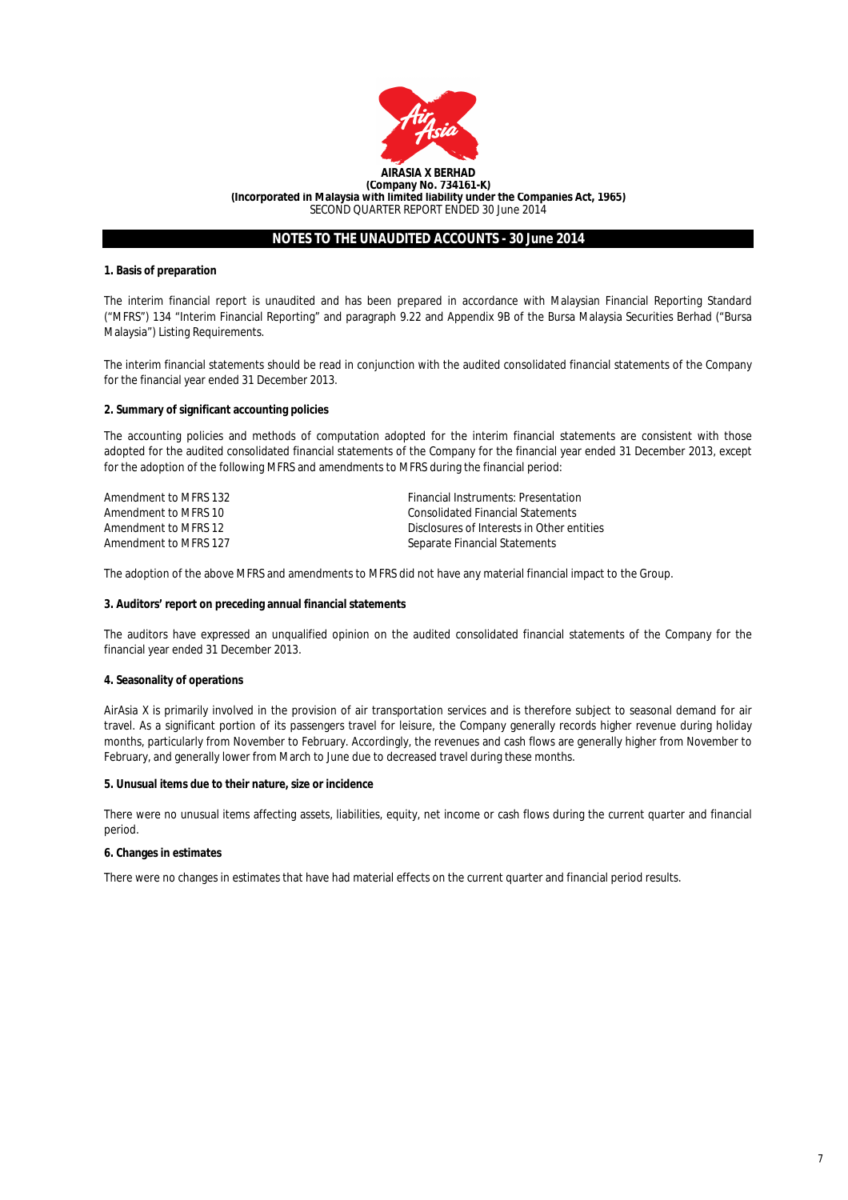**AIRASIA X BERHAD**
**(Company No. 734161-K)**
**(Incorporated in Malaysia with limited liability under the Companies Act, 1965)**
SECOND QUARTER REPORT ENDED 30 June 2014

## NOTES TO THE UNAUDITED ACCOUNTS - 30 June 2014

### 1. Basis of preparation

The interim financial report is unaudited and has been prepared in accordance with Malaysian Financial Reporting Standard ("MFRS") 134 "Interim Financial Reporting" and paragraph 9.22 and Appendix 9B of the Bursa Malaysia Securities Berhad ("Bursa Malaysia") Listing Requirements.

The interim financial statements should be read in conjunction with the audited consolidated financial statements of the Company for the financial year ended 31 December 2013.

### 2. Summary of significant accounting policies

The accounting policies and methods of computation adopted for the interim financial statements are consistent with those adopted for the audited consolidated financial statements of the Company for the financial year ended 31 December 2013, except for the adoption of the following MFRS and amendments to MFRS during the financial period:

| | |
|---|---|
| Amendment to MFRS 132 | Financial Instruments: Presentation |
| Amendment to MFRS 10 | Consolidated Financial Statements |
| Amendment to MFRS 12 | Disclosures of Interests in Other entities |
| Amendment to MFRS 127 | Separate Financial Statements |

The adoption of the above MFRS and amendments to MFRS did not have any material financial impact to the Group.

### 3. Auditors' report on preceding annual financial statements

The auditors have expressed an unqualified opinion on the audited consolidated financial statements of the Company for the financial year ended 31 December 2013.

### 4. Seasonality of operations

AirAsia X is primarily involved in the provision of air transportation services and is therefore subject to seasonal demand for air travel. As a significant portion of its passengers travel for leisure, the Company generally records higher revenue during holiday months, particularly from November to February. Accordingly, the revenues and cash flows are generally higher from November to February, and generally lower from March to June due to decreased travel during these months.

### 5. Unusual items due to their nature, size or incidence

There were no unusual items affecting assets, liabilities, equity, net income or cash flows during the current quarter and financial period.

### 6. Changes in estimates

There were no changes in estimates that have had material effects on the current quarter and financial period results.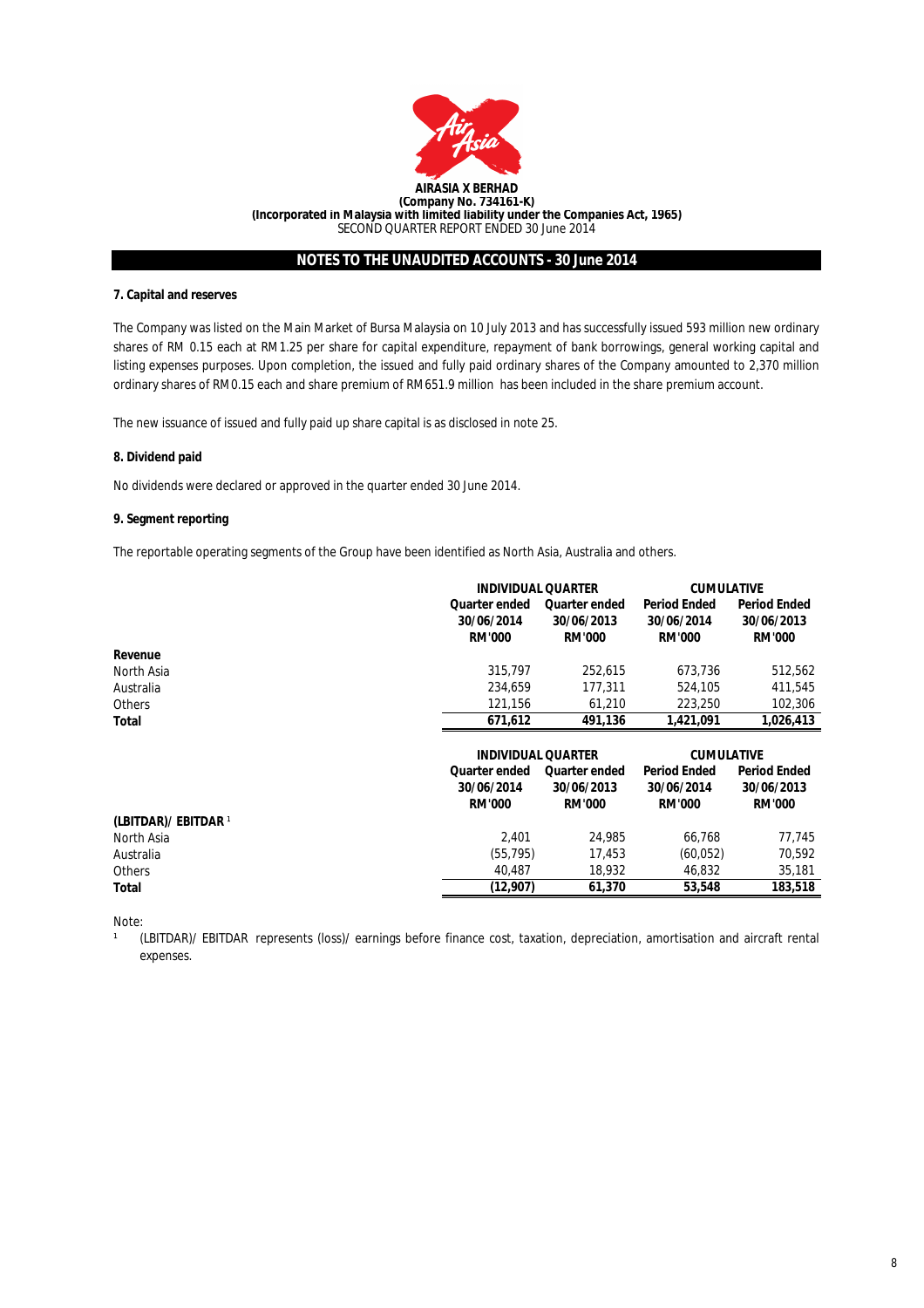**AIRASIA X BERHAD**
**(Company No. 734161-K)**
**(Incorporated in Malaysia with limited liability under the Companies Act, 1965)**
SECOND QUARTER REPORT ENDED 30 June 2014

## NOTES TO THE UNAUDITED ACCOUNTS - 30 June 2014

### 7. Capital and reserves

The Company was listed on the Main Market of Bursa Malaysia on 10 July 2013 and has successfully issued 593 million new ordinary shares of RM 0.15 each at RM1.25 per share for capital expenditure, repayment of bank borrowings, general working capital and listing expenses purposes. Upon completion, the issued and fully paid ordinary shares of the Company amounted to 2,370 million ordinary shares of RM0.15 each and share premium of RM651.9 million has been included in the share premium account.

The new issuance of issued and fully paid up share capital is as disclosed in note 25.

### 8. Dividend paid

No dividends were declared or approved in the quarter ended 30 June 2014.

### 9. Segment reporting

The reportable operating segments of the Group have been identified as North Asia, Australia and others.

| | INDIVIDUAL QUARTER | | CUMULATIVE | |
|---|---|---|---|---|
| | Quarter ended 30/06/2014 RM'000 | Quarter ended 30/06/2013 RM'000 | Period Ended 30/06/2014 RM'000 | Period Ended 30/06/2013 RM'000 |
| **Revenue** | | | | |
| North Asia | 315,797 | 252,615 | 673,736 | 512,562 |
| Australia | 234,659 | 177,311 | 524,105 | 411,545 |
| Others | 121,156 | 61,210 | 223,250 | 102,306 |
| **Total** | **671,612** | **491,136** | **1,421,091** | **1,026,413** |

| | INDIVIDUAL QUARTER | | CUMULATIVE | |
|---|---|---|---|---|
| | Quarter ended 30/06/2014 RM'000 | Quarter ended 30/06/2013 RM'000 | Period Ended 30/06/2014 RM'000 | Period Ended 30/06/2013 RM'000 |
| **(LBITDAR)/ EBITDAR [1]** | | | | |
| North Asia | 2,401 | 24,985 | 66,768 | 77,745 |
| Australia | (55,795) | 17,453 | (60,052) | 70,592 |
| Others | 40,487 | 18,932 | 46,832 | 35,181 |
| **Total** | **(12,907)** | **61,370** | **53,548** | **183,518** |

Note:

[1] (LBITDAR)/ EBITDAR represents (loss)/ earnings before finance cost, taxation, depreciation, amortisation and aircraft rental expenses.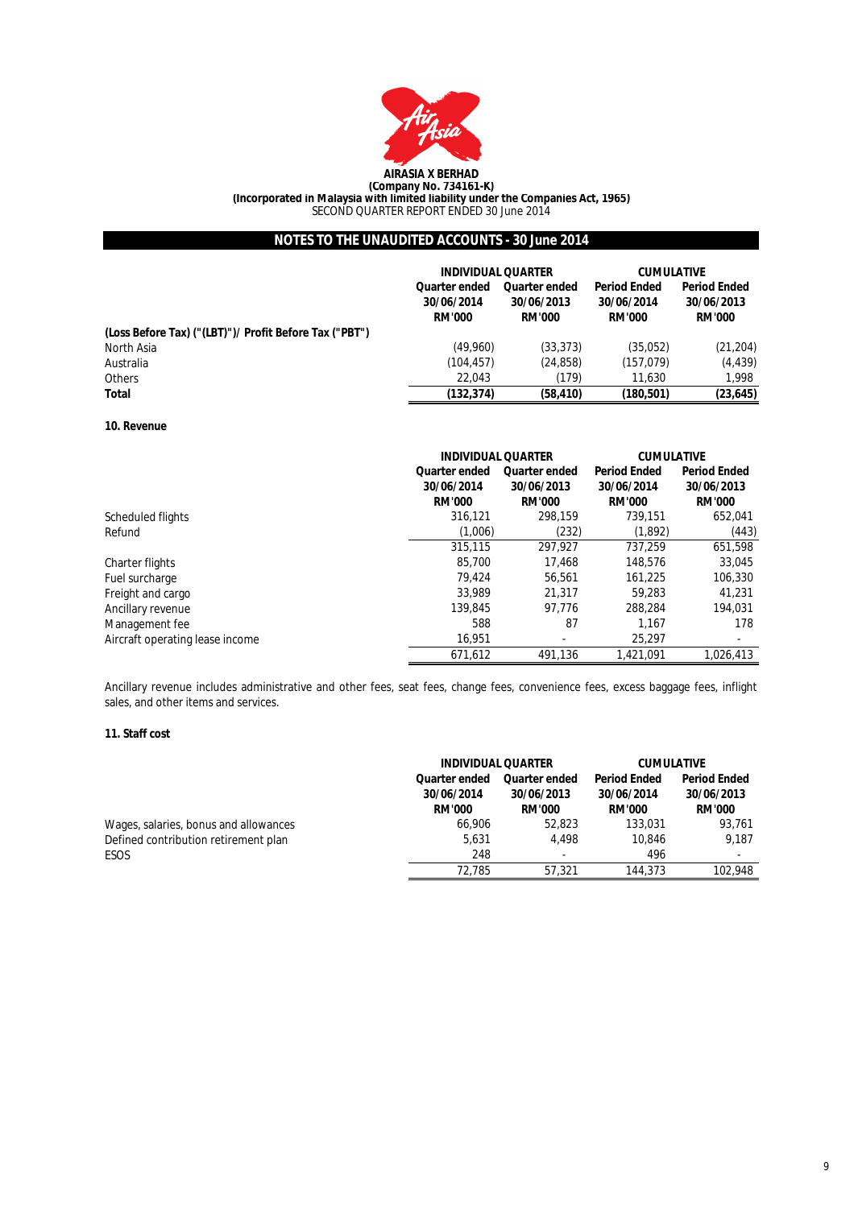**AIRASIA X BERHAD**
**(Company No. 734161-K)**
**(Incorporated in Malaysia with limited liability under the Companies Act, 1965)**
SECOND QUARTER REPORT ENDED 30 June 2014

## NOTES TO THE UNAUDITED ACCOUNTS - 30 June 2014

| | INDIVIDUAL QUARTER | | CUMULATIVE | |
|---|---|---|---|---|
| | **Quarter ended 30/06/2014 RM'000** | **Quarter ended 30/06/2013 RM'000** | **Period Ended 30/06/2014 RM'000** | **Period Ended 30/06/2013 RM'000** |
| **(Loss Before Tax) ("(LBT)")/ Profit Before Tax ("PBT")** | | | | |
| North Asia | (49,960) | (33,373) | (35,052) | (21,204) |
| Australia | (104,457) | (24,858) | (157,079) | (4,439) |
| Others | 22,043 | (179) | 11,630 | 1,998 |
| **Total** | **(132,374)** | **(58,410)** | **(180,501)** | **(23,645)** |

**10. Revenue**

| | INDIVIDUAL QUARTER | | CUMULATIVE | |
|---|---|---|---|---|
| | **Quarter ended 30/06/2014 RM'000** | **Quarter ended 30/06/2013 RM'000** | **Period Ended 30/06/2014 RM'000** | **Period Ended 30/06/2013 RM'000** |
| Scheduled flights | 316,121 | 298,159 | 739,151 | 652,041 |
| Refund | (1,006) | (232) | (1,892) | (443) |
| | 315,115 | 297,927 | 737,259 | 651,598 |
| Charter flights | 85,700 | 17,468 | 148,576 | 33,045 |
| Fuel surcharge | 79,424 | 56,561 | 161,225 | 106,330 |
| Freight and cargo | 33,989 | 21,317 | 59,283 | 41,231 |
| Ancillary revenue | 139,845 | 97,776 | 288,284 | 194,031 |
| Management fee | 588 | 87 | 1,167 | 178 |
| Aircraft operating lease income | 16,951 | - | 25,297 | - |
| | 671,612 | 491,136 | 1,421,091 | 1,026,413 |

Ancillary revenue includes administrative and other fees, seat fees, change fees, convenience fees, excess baggage fees, inflight sales, and other items and services.

**11. Staff cost**

| | INDIVIDUAL QUARTER | | CUMULATIVE | |
|---|---|---|---|---|
| | **Quarter ended 30/06/2014 RM'000** | **Quarter ended 30/06/2013 RM'000** | **Period Ended 30/06/2014 RM'000** | **Period Ended 30/06/2013 RM'000** |
| Wages, salaries, bonus and allowances | 66,906 | 52,823 | 133,031 | 93,761 |
| Defined contribution retirement plan | 5,631 | 4,498 | 10,846 | 9,187 |
| ESOS | 248 | - | 496 | - |
| | 72,785 | 57,321 | 144,373 | 102,948 |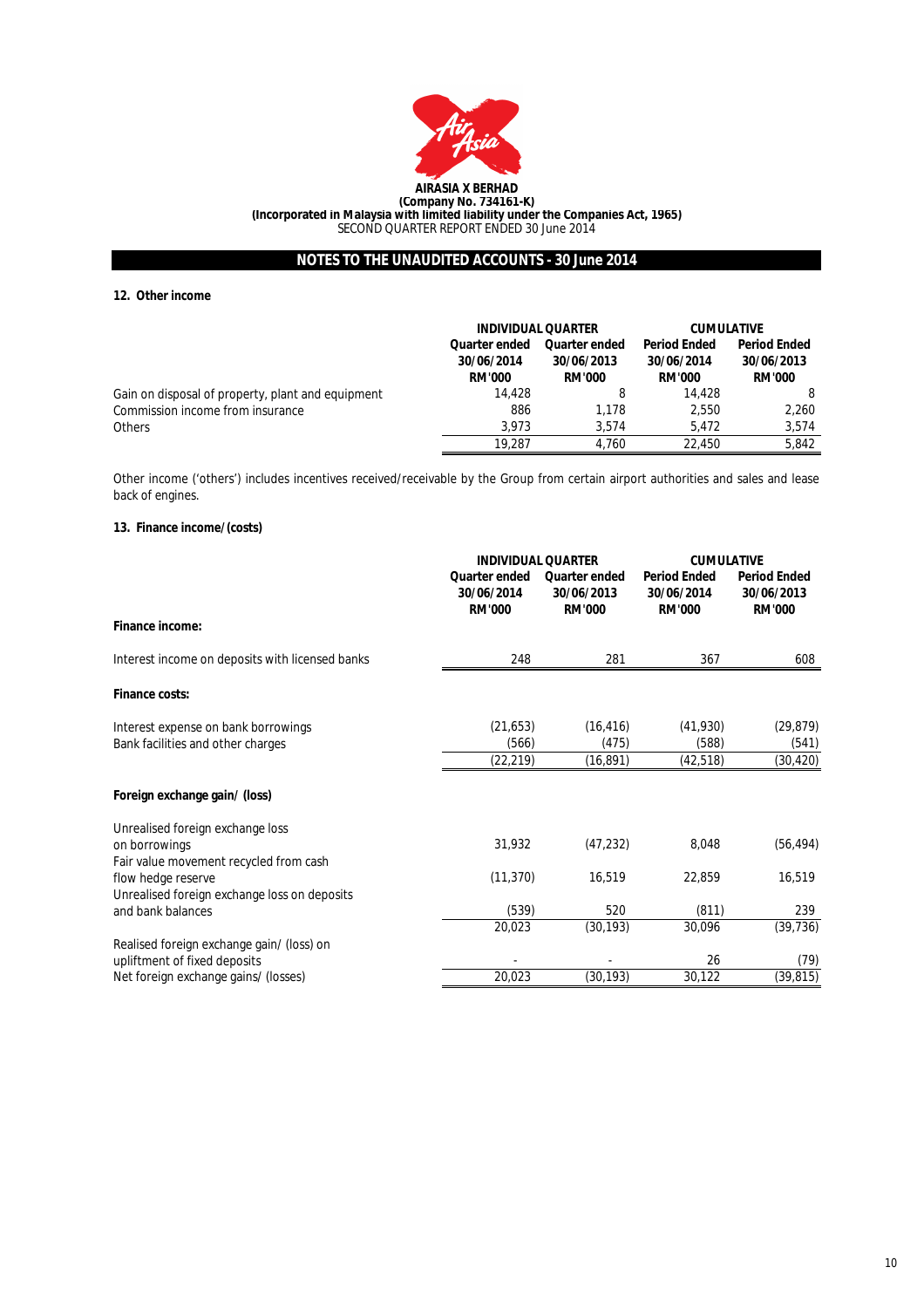**AIRASIA X BERHAD**
**(Company No. 734161-K)**
**(Incorporated in Malaysia with limited liability under the Companies Act, 1965)**
SECOND QUARTER REPORT ENDED 30 June 2014

## NOTES TO THE UNAUDITED ACCOUNTS - 30 June 2014

### 12. Other income

| | INDIVIDUAL QUARTER | | CUMULATIVE | |
|---|---|---|---|---|
| | Quarter ended 30/06/2014 RM'000 | Quarter ended 30/06/2013 RM'000 | Period Ended 30/06/2014 RM'000 | Period Ended 30/06/2013 RM'000 |
| Gain on disposal of property, plant and equipment | 14,428 | 8 | 14,428 | 8 |
| Commission income from insurance | 886 | 1,178 | 2,550 | 2,260 |
| Others | 3,973 | 3,574 | 5,472 | 3,574 |
| | 19,287 | 4,760 | 22,450 | 5,842 |

Other income ('others') includes incentives received/receivable by the Group from certain airport authorities and sales and lease back of engines.

### 13. Finance income/(costs)

| | INDIVIDUAL QUARTER | | CUMULATIVE | |
|---|---|---|---|---|
| | Quarter ended 30/06/2014 RM'000 | Quarter ended 30/06/2013 RM'000 | Period Ended 30/06/2014 RM'000 | Period Ended 30/06/2013 RM'000 |
| **Finance income:** | | | | |
| Interest income on deposits with licensed banks | 248 | 281 | 367 | 608 |
| **Finance costs:** | | | | |
| Interest expense on bank borrowings | (21,653) | (16,416) | (41,930) | (29,879) |
| Bank facilities and other charges | (566) | (475) | (588) | (541) |
| | (22,219) | (16,891) | (42,518) | (30,420) |
| **Foreign exchange gain/ (loss)** | | | | |
| Unrealised foreign exchange loss on borrowings | 31,932 | (47,232) | 8,048 | (56,494) |
| Fair value movement recycled from cash flow hedge reserve | (11,370) | 16,519 | 22,859 | 16,519 |
| Unrealised foreign exchange loss on deposits and bank balances | (539) | 520 | (811) | 239 |
| | 20,023 | (30,193) | 30,096 | (39,736) |
| Realised foreign exchange gain/ (loss) on upliftment of fixed deposits | - | - | 26 | (79) |
| Net foreign exchange gains/ (losses) | 20,023 | (30,193) | 30,122 | (39,815) |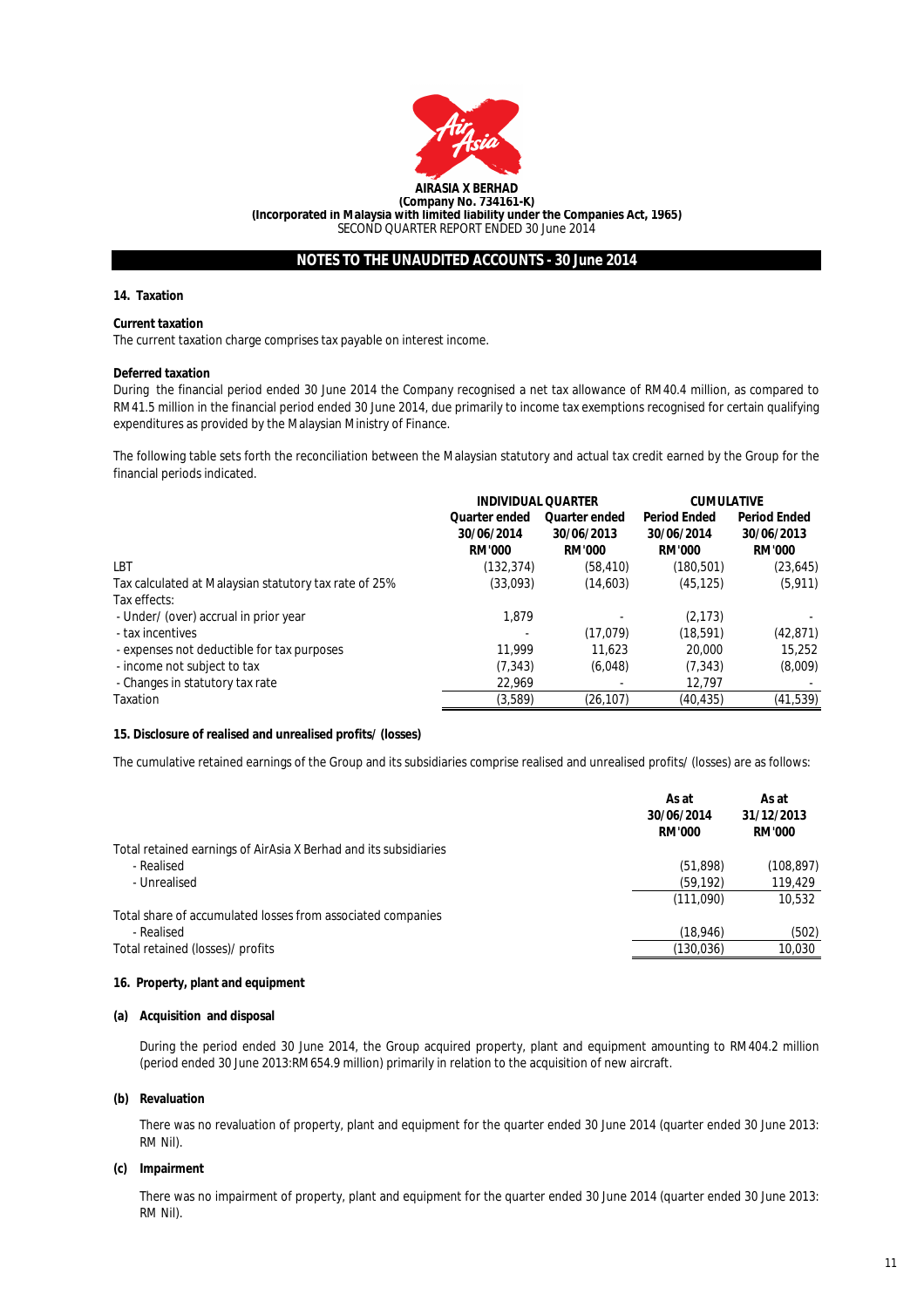**AIRASIA X BERHAD**
**(Company No. 734161-K)**
**(Incorporated in Malaysia with limited liability under the Companies Act, 1965)**
SECOND QUARTER REPORT ENDED 30 June 2014

## NOTES TO THE UNAUDITED ACCOUNTS - 30 June 2014

### 14. Taxation

**Current taxation**
The current taxation charge comprises tax payable on interest income.

**Deferred taxation**
During the financial period ended 30 June 2014 the Company recognised a net tax allowance of RM40.4 million, as compared to RM41.5 million in the financial period ended 30 June 2014, due primarily to income tax exemptions recognised for certain qualifying expenditures as provided by the Malaysian Ministry of Finance.

The following table sets forth the reconciliation between the Malaysian statutory and actual tax credit earned by the Group for the financial periods indicated.

| | INDIVIDUAL QUARTER | | CUMULATIVE | |
|---|---|---|---|---|
| | **Quarter ended 30/06/2014 RM'000** | **Quarter ended 30/06/2013 RM'000** | **Period Ended 30/06/2014 RM'000** | **Period Ended 30/06/2013 RM'000** |
| LBT | (132,374) | (58,410) | (180,501) | (23,645) |
| Tax calculated at Malaysian statutory tax rate of 25% | (33,093) | (14,603) | (45,125) | (5,911) |
| Tax effects: | | | | |
| - Under/ (over) accrual in prior year | 1,879 | - | (2,173) | - |
| - tax incentives | - | (17,079) | (18,591) | (42,871) |
| - expenses not deductible for tax purposes | 11,999 | 11,623 | 20,000 | 15,252 |
| - income not subject to tax | (7,343) | (6,048) | (7,343) | (8,009) |
| - Changes in statutory tax rate | 22,969 | - | 12,797 | - |
| Taxation | (3,589) | (26,107) | (40,435) | (41,539) |

### 15. Disclosure of realised and unrealised profits/ (losses)

The cumulative retained earnings of the Group and its subsidiaries comprise realised and unrealised profits/ (losses) are as follows:

| | **As at 30/06/2014 RM'000** | **As at 31/12/2013 RM'000** |
|---|---|---|
| Total retained earnings of AirAsia X Berhad and its subsidiaries | | |
| - Realised | (51,898) | (108,897) |
| - Unrealised | (59,192) | 119,429 |
| | (111,090) | 10,532 |
| Total share of accumulated losses from associated companies | | |
| - Realised | (18,946) | (502) |
| Total retained (losses)/ profits | (130,036) | 10,030 |

### 16. Property, plant and equipment

**(a) Acquisition and disposal**

During the period ended 30 June 2014, the Group acquired property, plant and equipment amounting to RM404.2 million (period ended 30 June 2013:RM654.9 million) primarily in relation to the acquisition of new aircraft.

**(b) Revaluation**

There was no revaluation of property, plant and equipment for the quarter ended 30 June 2014 (quarter ended 30 June 2013: RM Nil).

**(c) Impairment**

There was no impairment of property, plant and equipment for the quarter ended 30 June 2014 (quarter ended 30 June 2013: RM Nil).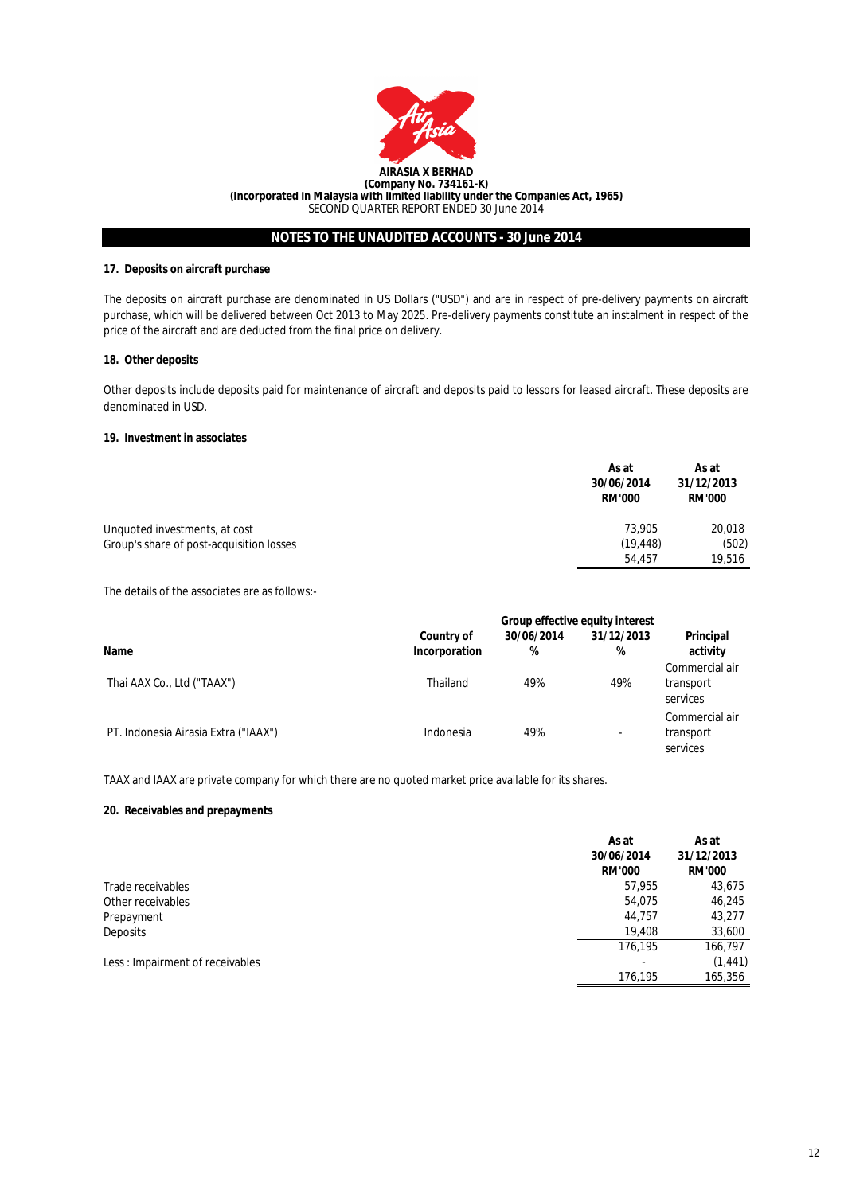**AIRASIA X BERHAD**
**(Company No. 734161-K)**
**(Incorporated in Malaysia with limited liability under the Companies Act, 1965)**
SECOND QUARTER REPORT ENDED 30 June 2014

## NOTES TO THE UNAUDITED ACCOUNTS - 30 June 2014

### 17. Deposits on aircraft purchase

The deposits on aircraft purchase are denominated in US Dollars ("USD") and are in respect of pre-delivery payments on aircraft purchase, which will be delivered between Oct 2013 to May 2025. Pre-delivery payments constitute an instalment in respect of the price of the aircraft and are deducted from the final price on delivery.

### 18. Other deposits

Other deposits include deposits paid for maintenance of aircraft and deposits paid to lessors for leased aircraft. These deposits are denominated in USD.

### 19. Investment in associates

| | As at 30/06/2014 RM'000 | As at 31/12/2013 RM'000 |
|---|---|---|
| Unquoted investments, at cost | 73,905 | 20,018 |
| Group's share of post-acquisition losses | (19,448) | (502) |
| | 54,457 | 19,516 |

The details of the associates are as follows:-

| Name | Country of Incorporation | Group effective equity interest 30/06/2014 % | Group effective equity interest 31/12/2013 % | Principal activity |
|---|---|---|---|---|
| Thai AAX Co., Ltd ("TAAX") | Thailand | 49% | 49% | Commercial air transport services |
| PT. Indonesia Airasia Extra ("IAAX") | Indonesia | 49% | - | Commercial air transport services |

TAAX and IAAX are private company for which there are no quoted market price available for its shares.

### 20. Receivables and prepayments

| | As at 30/06/2014 RM'000 | As at 31/12/2013 RM'000 |
|---|---|---|
| Trade receivables | 57,955 | 43,675 |
| Other receivables | 54,075 | 46,245 |
| Prepayment | 44,757 | 43,277 |
| Deposits | 19,408 | 33,600 |
| | 176,195 | 166,797 |
| Less : Impairment of receivables | - | (1,441) |
| | 176,195 | 165,356 |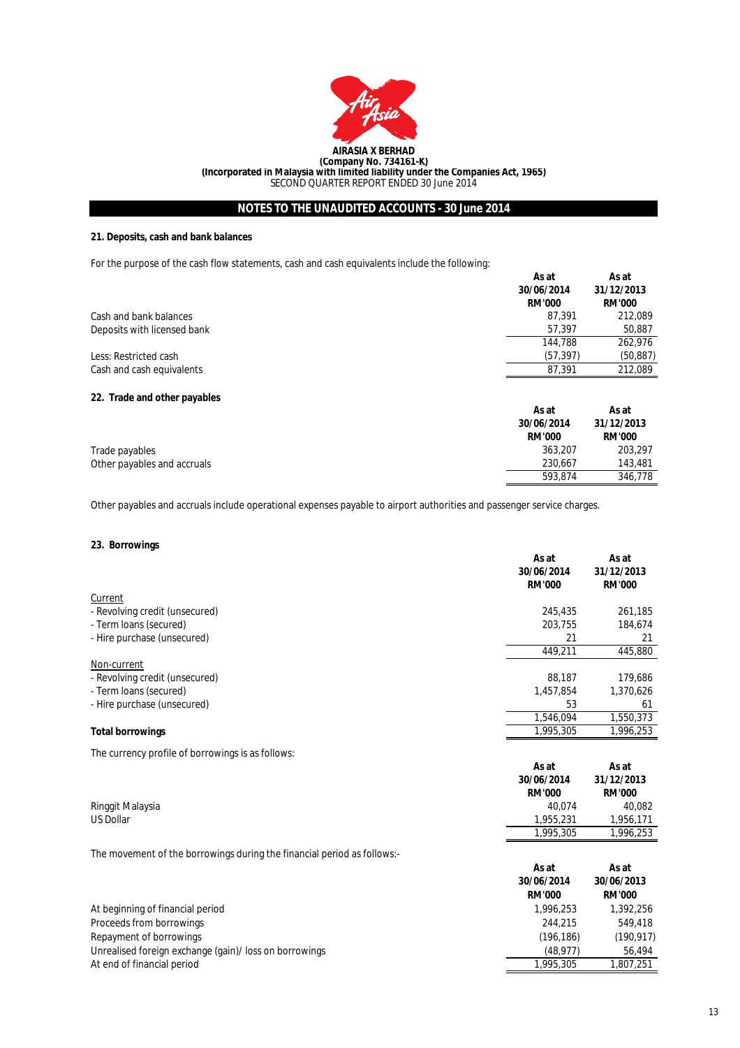**AIRASIA X BERHAD**
**(Company No. 734161-K)**
**(Incorporated in Malaysia with limited liability under the Companies Act, 1965)**
SECOND QUARTER REPORT ENDED 30 June 2014

## NOTES TO THE UNAUDITED ACCOUNTS - 30 June 2014

### 21. Deposits, cash and bank balances

For the purpose of the cash flow statements, cash and cash equivalents include the following:

| | As at 30/06/2014 RM'000 | As at 31/12/2013 RM'000 |
|---|---|---|
| Cash and bank balances | 87,391 | 212,089 |
| Deposits with licensed bank | 57,397 | 50,887 |
| | 144,788 | 262,976 |
| Less: Restricted cash | (57,397) | (50,887) |
| Cash and cash equivalents | 87,391 | 212,089 |

### 22. Trade and other payables

| | As at 30/06/2014 RM'000 | As at 31/12/2013 RM'000 |
|---|---|---|
| Trade payables | 363,207 | 203,297 |
| Other payables and accruals | 230,667 | 143,481 |
| | 593,874 | 346,778 |

Other payables and accruals include operational expenses payable to airport authorities and passenger service charges.

### 23. Borrowings

| | As at 30/06/2014 RM'000 | As at 31/12/2013 RM'000 |
|---|---|---|
| Current | | |
| - Revolving credit (unsecured) | 245,435 | 261,185 |
| - Term loans (secured) | 203,755 | 184,674 |
| - Hire purchase (unsecured) | 21 | 21 |
| | 449,211 | 445,880 |
| Non-current | | |
| - Revolving credit (unsecured) | 88,187 | 179,686 |
| - Term loans (secured) | 1,457,854 | 1,370,626 |
| - Hire purchase (unsecured) | 53 | 61 |
| | 1,546,094 | 1,550,373 |
| **Total borrowings** | 1,995,305 | 1,996,253 |

The currency profile of borrowings is as follows:

| | As at 30/06/2014 RM'000 | As at 31/12/2013 RM'000 |
|---|---|---|
| Ringgit Malaysia | 40,074 | 40,082 |
| US Dollar | 1,955,231 | 1,956,171 |
| | 1,995,305 | 1,996,253 |

The movement of the borrowings during the financial period as follows:-

| | As at 30/06/2014 RM'000 | As at 30/06/2013 RM'000 |
|---|---|---|
| At beginning of financial period | 1,996,253 | 1,392,256 |
| Proceeds from borrowings | 244,215 | 549,418 |
| Repayment of borrowings | (196,186) | (190,917) |
| Unrealised foreign exchange (gain)/ loss on borrowings | (48,977) | 56,494 |
| At end of financial period | 1,995,305 | 1,807,251 |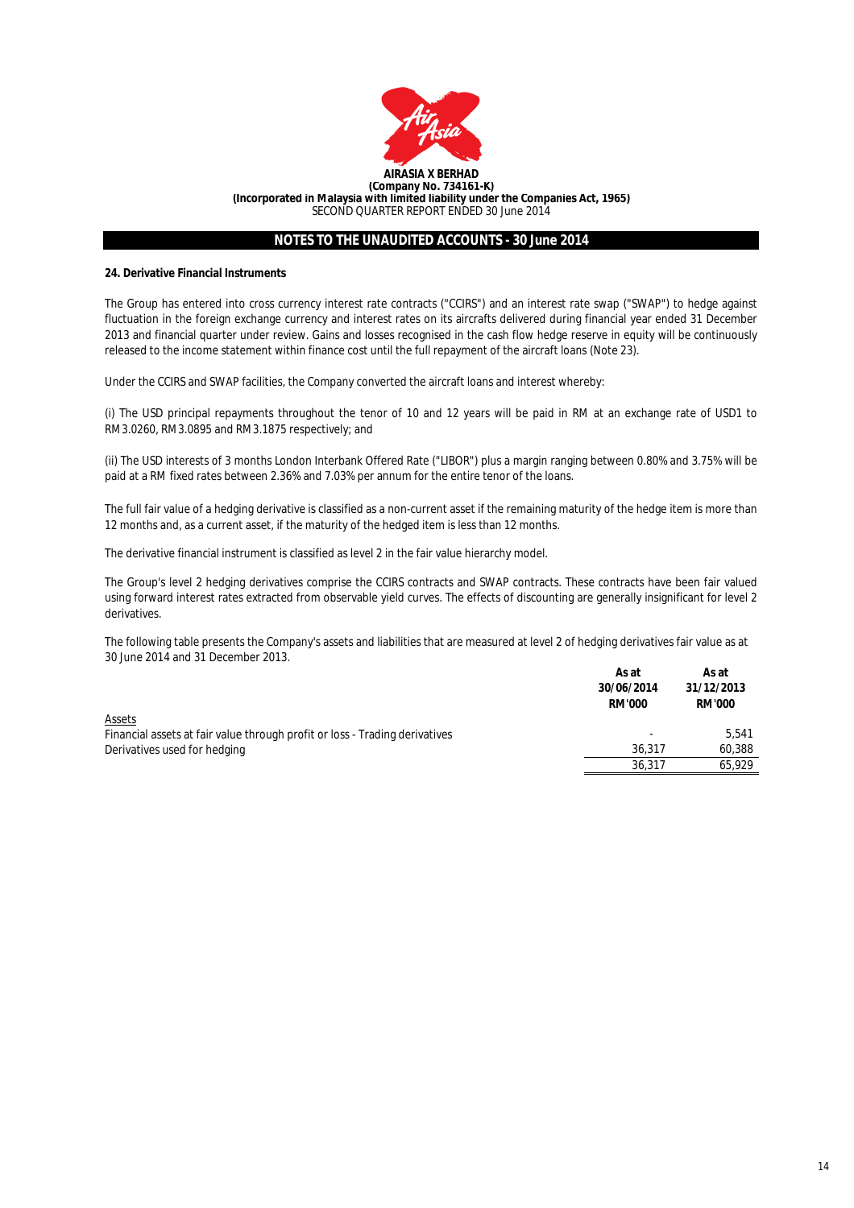AIRASIA X BERHAD
(Company No. 734161-K)
(Incorporated in Malaysia with limited liability under the Companies Act, 1965)
SECOND QUARTER REPORT ENDED 30 June 2014

## NOTES TO THE UNAUDITED ACCOUNTS - 30 June 2014

### 24. Derivative Financial Instruments

The Group has entered into cross currency interest rate contracts ("CCIRS") and an interest rate swap ("SWAP") to hedge against fluctuation in the foreign exchange currency and interest rates on its aircrafts delivered during financial year ended 31 December 2013 and financial quarter under review. Gains and losses recognised in the cash flow hedge reserve in equity will be continuously released to the income statement within finance cost until the full repayment of the aircraft loans (Note 23).

Under the CCIRS and SWAP facilities, the Company converted the aircraft loans and interest whereby:

(i) The USD principal repayments throughout the tenor of 10 and 12 years will be paid in RM at an exchange rate of USD1 to RM3.0260, RM3.0895 and RM3.1875 respectively; and

(ii) The USD interests of 3 months London Interbank Offered Rate ("LIBOR") plus a margin ranging between 0.80% and 3.75% will be paid at a RM fixed rates between 2.36% and 7.03% per annum for the entire tenor of the loans.

The full fair value of a hedging derivative is classified as a non-current asset if the remaining maturity of the hedge item is more than 12 months and, as a current asset, if the maturity of the hedged item is less than 12 months.

The derivative financial instrument is classified as level 2 in the fair value hierarchy model.

The Group's level 2 hedging derivatives comprise the CCIRS contracts and SWAP contracts. These contracts have been fair valued using forward interest rates extracted from observable yield curves. The effects of discounting are generally insignificant for level 2 derivatives.

The following table presents the Company's assets and liabilities that are measured at level 2 of hedging derivatives fair value as at 30 June 2014 and 31 December 2013.

| | As at 30/06/2014 RM'000 | As at 31/12/2013 RM'000 |
|---|---|---|
| Assets | | |
| Financial assets at fair value through profit or loss - Trading derivatives | - | 5,541 |
| Derivatives used for hedging | 36,317 | 60,388 |
| | 36,317 | 65,929 |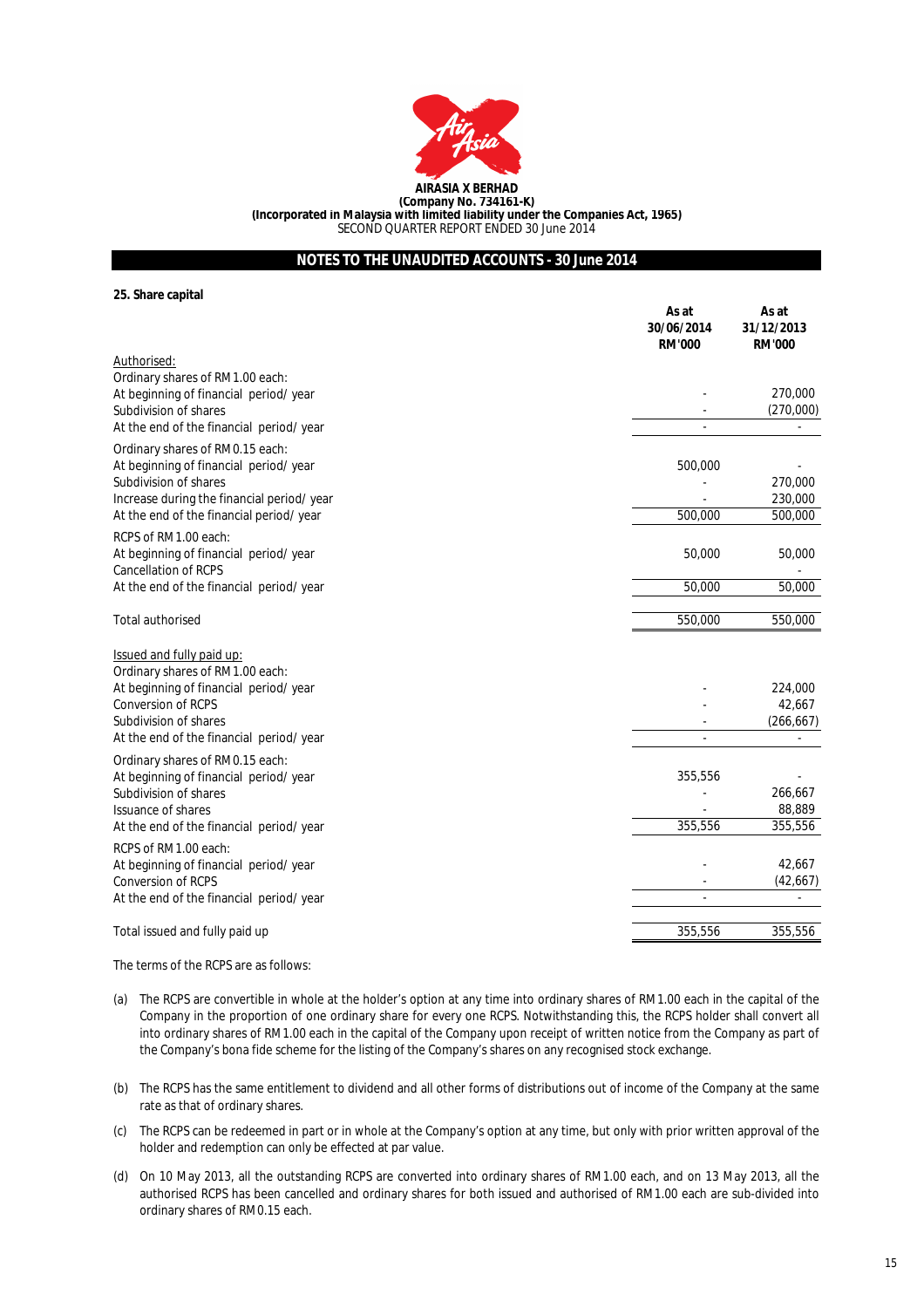**AIRASIA X BERHAD**
**(Company No. 734161-K)**
**(Incorporated in Malaysia with limited liability under the Companies Act, 1965)**
SECOND QUARTER REPORT ENDED 30 June 2014

## NOTES TO THE UNAUDITED ACCOUNTS - 30 June 2014

**25. Share capital**

| | As at 30/06/2014 RM'000 | As at 31/12/2013 RM'000 |
|---|---|---|
| Authorised: | | |
| Ordinary shares of RM1.00 each: | | |
| At beginning of financial period/ year | - | 270,000 |
| Subdivision of shares | - | (270,000) |
| At the end of the financial period/ year | - | - |
| Ordinary shares of RM0.15 each: | | |
| At beginning of financial period/ year | 500,000 | - |
| Subdivision of shares | - | 270,000 |
| Increase during the financial period/ year | - | 230,000 |
| At the end of the financial period/ year | 500,000 | 500,000 |
| RCPS of RM1.00 each: | | |
| At beginning of financial period/ year | 50,000 | 50,000 |
| Cancellation of RCPS | | - |
| At the end of the financial period/ year | 50,000 | 50,000 |
| Total authorised | 550,000 | 550,000 |
| Issued and fully paid up: | | |
| Ordinary shares of RM1.00 each: | | |
| At beginning of financial period/ year | - | 224,000 |
| Conversion of RCPS | - | 42,667 |
| Subdivision of shares | - | (266,667) |
| At the end of the financial period/ year | - | - |
| Ordinary shares of RM0.15 each: | | |
| At beginning of financial period/ year | 355,556 | - |
| Subdivision of shares | - | 266,667 |
| Issuance of shares | - | 88,889 |
| At the end of the financial period/ year | 355,556 | 355,556 |
| RCPS of RM1.00 each: | | |
| At beginning of financial period/ year | - | 42,667 |
| Conversion of RCPS | - | (42,667) |
| At the end of the financial period/ year | - | - |
| Total issued and fully paid up | 355,556 | 355,556 |

The terms of the RCPS are as follows:

(a) The RCPS are convertible in whole at the holder's option at any time into ordinary shares of RM1.00 each in the capital of the Company in the proportion of one ordinary share for every one RCPS. Notwithstanding this, the RCPS holder shall convert all into ordinary shares of RM1.00 each in the capital of the Company upon receipt of written notice from the Company as part of the Company's bona fide scheme for the listing of the Company's shares on any recognised stock exchange.

(b) The RCPS has the same entitlement to dividend and all other forms of distributions out of income of the Company at the same rate as that of ordinary shares.

(c) The RCPS can be redeemed in part or in whole at the Company's option at any time, but only with prior written approval of the holder and redemption can only be effected at par value.

(d) On 10 May 2013, all the outstanding RCPS are converted into ordinary shares of RM1.00 each, and on 13 May 2013, all the authorised RCPS has been cancelled and ordinary shares for both issued and authorised of RM1.00 each are sub-divided into ordinary shares of RM0.15 each.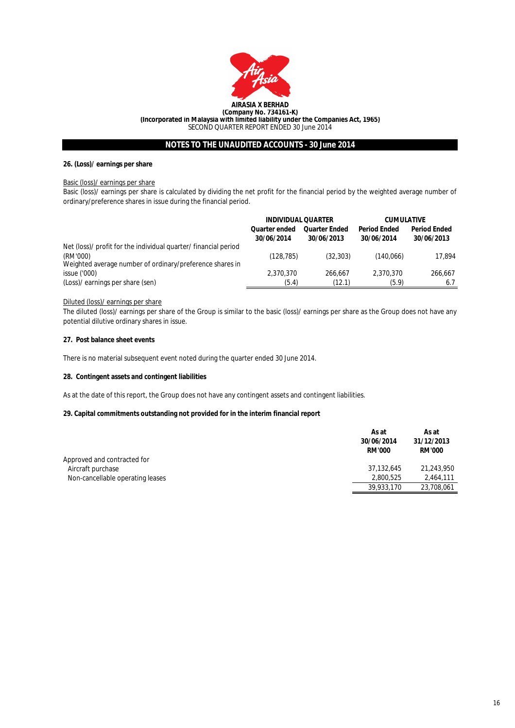**AIRASIA X BERHAD**
**(Company No. 734161-K)**
**(Incorporated in Malaysia with limited liability under the Companies Act, 1965)**
SECOND QUARTER REPORT ENDED 30 June 2014

## NOTES TO THE UNAUDITED ACCOUNTS - 30 June 2014

### 26. (Loss)/ earnings per share

Basic (loss)/ earnings per share

Basic (loss)/ earnings per share is calculated by dividing the net profit for the financial period by the weighted average number of ordinary/preference shares in issue during the financial period.

| | INDIVIDUAL QUARTER | | CUMULATIVE | |
|---|---|---|---|---|
| | Quarter ended 30/06/2014 | Quarter Ended 30/06/2013 | Period Ended 30/06/2014 | Period Ended 30/06/2013 |
| Net (loss)/ profit for the individual quarter/ financial period (RM'000) | (128,785) | (32,303) | (140,066) | 17,894 |
| Weighted average number of ordinary/preference shares in issue ('000) | 2,370,370 | 266,667 | 2,370,370 | 266,667 |
| (Loss)/ earnings per share (sen) | (5.4) | (12.1) | (5.9) | 6.7 |

Diluted (loss)/ earnings per share

The diluted (loss)/ earnings per share of the Group is similar to the basic (loss)/ earnings per share as the Group does not have any potential dilutive ordinary shares in issue.

### 27. Post balance sheet events

There is no material subsequent event noted during the quarter ended 30 June 2014.

### 28. Contingent assets and contingent liabilities

As at the date of this report, the Group does not have any contingent assets and contingent liabilities.

### 29. Capital commitments outstanding not provided for in the interim financial report

| | As at 30/06/2014 RM'000 | As at 31/12/2013 RM'000 |
|---|---|---|
| Approved and contracted for | | |
| Aircraft purchase | 37,132,645 | 21,243,950 |
| Non-cancellable operating leases | 2,800,525 | 2,464,111 |
| | 39,933,170 | 23,708,061 |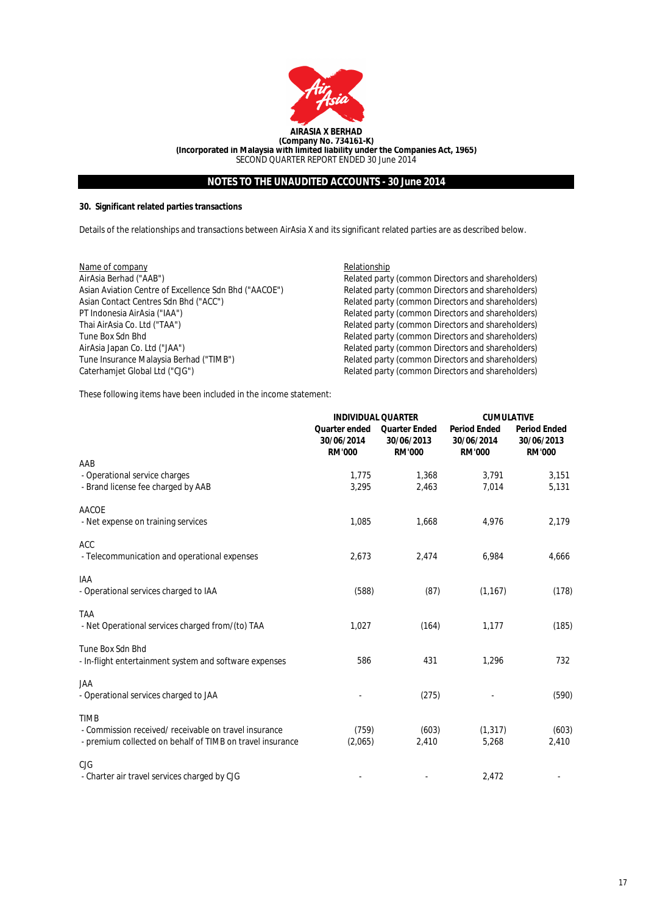**AIRASIA X BERHAD**
**(Company No. 734161-K)**
**(Incorporated in Malaysia with limited liability under the Companies Act, 1965)**
SECOND QUARTER REPORT ENDED 30 June 2014

## NOTES TO THE UNAUDITED ACCOUNTS - 30 June 2014

### 30. Significant related parties transactions

Details of the relationships and transactions between AirAsia X and its significant related parties are as described below.

| Name of company | Relationship |
|---|---|
| AirAsia Berhad ("AAB") | Related party (common Directors and shareholders) |
| Asian Aviation Centre of Excellence Sdn Bhd ("AACOE") | Related party (common Directors and shareholders) |
| Asian Contact Centres Sdn Bhd ("ACC") | Related party (common Directors and shareholders) |
| PT Indonesia AirAsia ("IAA") | Related party (common Directors and shareholders) |
| Thai AirAsia Co. Ltd ("TAA") | Related party (common Directors and shareholders) |
| Tune Box Sdn Bhd | Related party (common Directors and shareholders) |
| AirAsia Japan Co. Ltd ("JAA") | Related party (common Directors and shareholders) |
| Tune Insurance Malaysia Berhad ("TIMB") | Related party (common Directors and shareholders) |
| Caterhamjet Global Ltd ("CJG") | Related party (common Directors and shareholders) |

These following items have been included in the income statement:

| | INDIVIDUAL QUARTER | | CUMULATIVE | |
|---|---|---|---|---|
| | Quarter ended 30/06/2014 RM'000 | Quarter Ended 30/06/2013 RM'000 | Period Ended 30/06/2014 RM'000 | Period Ended 30/06/2013 RM'000 |
| AAB | | | | |
| - Operational service charges | 1,775 | 1,368 | 3,791 | 3,151 |
| - Brand license fee charged by AAB | 3,295 | 2,463 | 7,014 | 5,131 |
| AACOE | | | | |
| - Net expense on training services | 1,085 | 1,668 | 4,976 | 2,179 |
| ACC | | | | |
| - Telecommunication and operational expenses | 2,673 | 2,474 | 6,984 | 4,666 |
| IAA | | | | |
| - Operational services charged to IAA | (588) | (87) | (1,167) | (178) |
| TAA | | | | |
| - Net Operational services charged from/(to) TAA | 1,027 | (164) | 1,177 | (185) |
| Tune Box Sdn Bhd | | | | |
| - In-flight entertainment system and software expenses | 586 | 431 | 1,296 | 732 |
| JAA | | | | |
| - Operational services charged to JAA | - | (275) | - | (590) |
| TIMB | | | | |
| - Commission received/ receivable on travel insurance | (759) | (603) | (1,317) | (603) |
| - premium collected on behalf of TIMB on travel insurance | (2,065) | 2,410 | 5,268 | 2,410 |
| CJG | | | | |
| - Charter air travel services charged by CJG | - | - | 2,472 | - |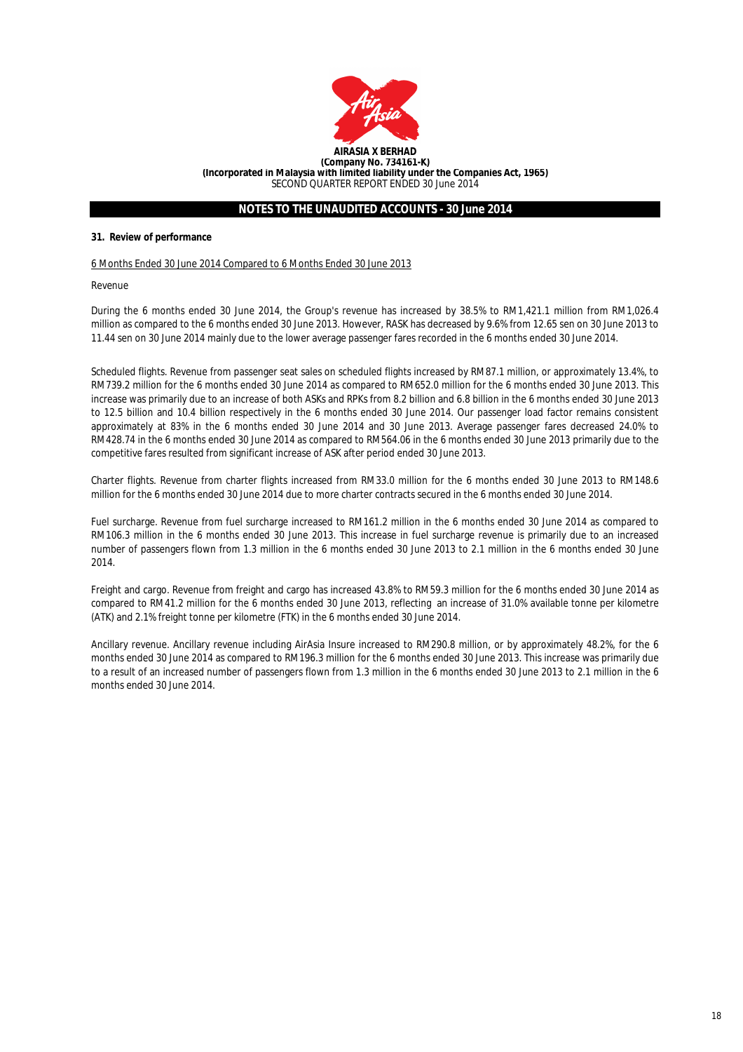**AIRASIA X BERHAD**
**(Company No. 734161-K)**
**(Incorporated in Malaysia with limited liability under the Companies Act, 1965)**
SECOND QUARTER REPORT ENDED 30 June 2014

## NOTES TO THE UNAUDITED ACCOUNTS - 30 June 2014

**31. Review of performance**

6 Months Ended 30 June 2014 Compared to 6 Months Ended 30 June 2013

Revenue

During the 6 months ended 30 June 2014, the Group's revenue has increased by 38.5% to RM1,421.1 million from RM1,026.4 million as compared to the 6 months ended 30 June 2013. However, RASK has decreased by 9.6% from 12.65 sen on 30 June 2013 to 11.44 sen on 30 June 2014 mainly due to the lower average passenger fares recorded in the 6 months ended 30 June 2014.

Scheduled flights. Revenue from passenger seat sales on scheduled flights increased by RM87.1 million, or approximately 13.4%, to RM739.2 million for the 6 months ended 30 June 2014 as compared to RM652.0 million for the 6 months ended 30 June 2013. This increase was primarily due to an increase of both ASKs and RPKs from 8.2 billion and 6.8 billion in the 6 months ended 30 June 2013 to 12.5 billion and 10.4 billion respectively in the 6 months ended 30 June 2014. Our passenger load factor remains consistent approximately at 83% in the 6 months ended 30 June 2014 and 30 June 2013. Average passenger fares decreased 24.0% to RM428.74 in the 6 months ended 30 June 2014 as compared to RM564.06 in the 6 months ended 30 June 2013 primarily due to the competitive fares resulted from significant increase of ASK after period ended 30 June 2013.

Charter flights. Revenue from charter flights increased from RM33.0 million for the 6 months ended 30 June 2013 to RM148.6 million for the 6 months ended 30 June 2014 due to more charter contracts secured in the 6 months ended 30 June 2014.

Fuel surcharge. Revenue from fuel surcharge increased to RM161.2 million in the 6 months ended 30 June 2014 as compared to RM106.3 million in the 6 months ended 30 June 2013. This increase in fuel surcharge revenue is primarily due to an increased number of passengers flown from 1.3 million in the 6 months ended 30 June 2013 to 2.1 million in the 6 months ended 30 June 2014.

Freight and cargo. Revenue from freight and cargo has increased 43.8% to RM59.3 million for the 6 months ended 30 June 2014 as compared to RM41.2 million for the 6 months ended 30 June 2013, reflecting an increase of 31.0% available tonne per kilometre (ATK) and 2.1% freight tonne per kilometre (FTK) in the 6 months ended 30 June 2014.

Ancillary revenue. Ancillary revenue including AirAsia Insure increased to RM290.8 million, or by approximately 48.2%, for the 6 months ended 30 June 2014 as compared to RM196.3 million for the 6 months ended 30 June 2013. This increase was primarily due to a result of an increased number of passengers flown from 1.3 million in the 6 months ended 30 June 2013 to 2.1 million in the 6 months ended 30 June 2014.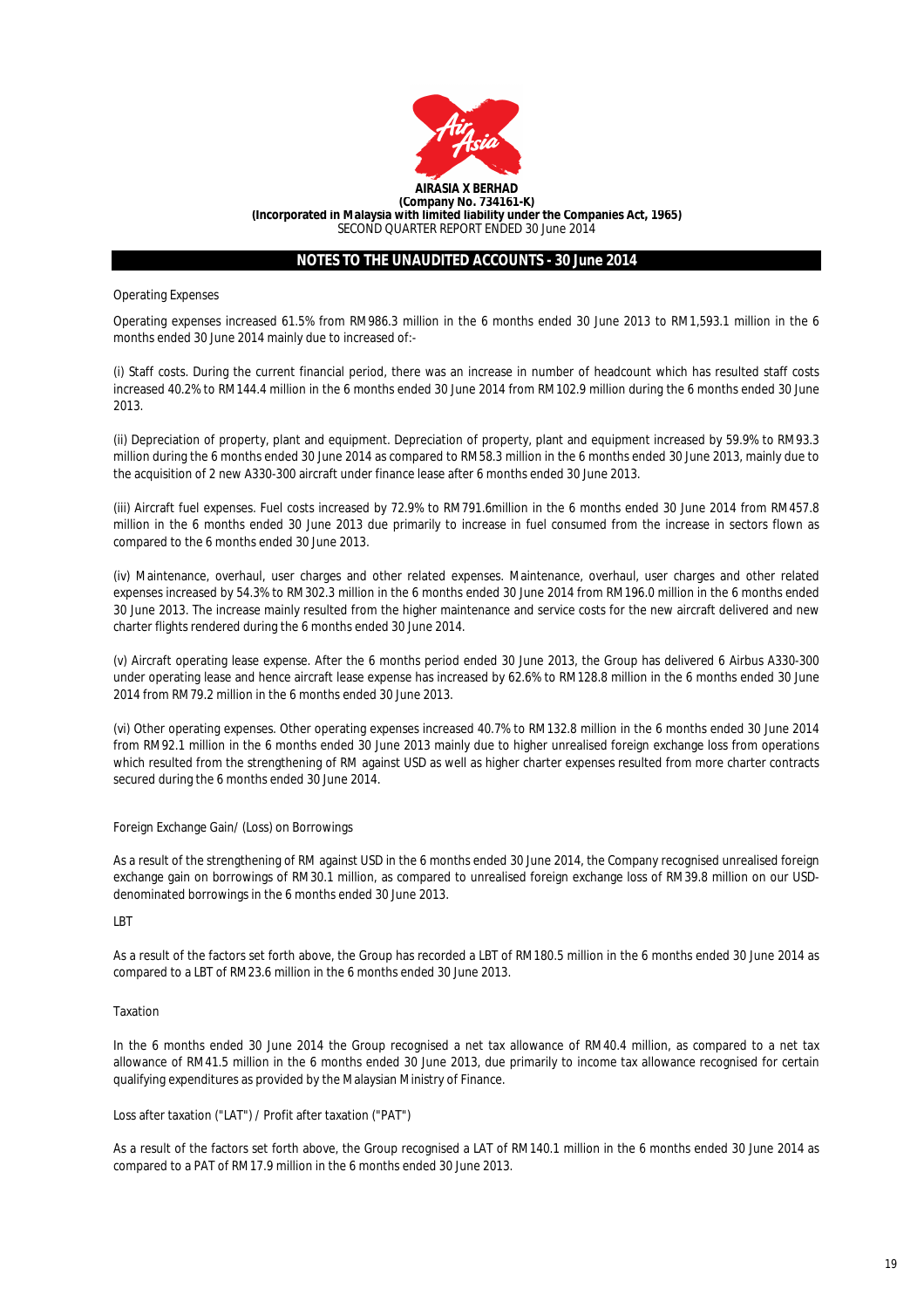## NOTES TO THE UNAUDITED ACCOUNTS - 30 June 2014

Operating Expenses

Operating expenses increased 61.5% from RM986.3 million in the 6 months ended 30 June 2013 to RM1,593.1 million in the 6 months ended 30 June 2014 mainly due to increased of:-

(i) Staff costs. During the current financial period, there was an increase in number of headcount which has resulted staff costs increased 40.2% to RM144.4 million in the 6 months ended 30 June 2014 from RM102.9 million during the 6 months ended 30 June 2013.

(ii) Depreciation of property, plant and equipment. Depreciation of property, plant and equipment increased by 59.9% to RM93.3 million during the 6 months ended 30 June 2014 as compared to RM58.3 million in the 6 months ended 30 June 2013, mainly due to the acquisition of 2 new A330-300 aircraft under finance lease after 6 months ended 30 June 2013.

(iii) Aircraft fuel expenses. Fuel costs increased by 72.9% to RM791.6million in the 6 months ended 30 June 2014 from RM457.8 million in the 6 months ended 30 June 2013 due primarily to increase in fuel consumed from the increase in sectors flown as compared to the 6 months ended 30 June 2013.

(iv) Maintenance, overhaul, user charges and other related expenses. Maintenance, overhaul, user charges and other related expenses increased by 54.3% to RM302.3 million in the 6 months ended 30 June 2014 from RM196.0 million in the 6 months ended 30 June 2013. The increase mainly resulted from the higher maintenance and service costs for the new aircraft delivered and new charter flights rendered during the 6 months ended 30 June 2014.

(v) Aircraft operating lease expense. After the 6 months period ended 30 June 2013, the Group has delivered 6 Airbus A330-300 under operating lease and hence aircraft lease expense has increased by 62.6% to RM128.8 million in the 6 months ended 30 June 2014 from RM79.2 million in the 6 months ended 30 June 2013.

(vi) Other operating expenses. Other operating expenses increased 40.7% to RM132.8 million in the 6 months ended 30 June 2014 from RM92.1 million in the 6 months ended 30 June 2013 mainly due to higher unrealised foreign exchange loss from operations which resulted from the strengthening of RM against USD as well as higher charter expenses resulted from more charter contracts secured during the 6 months ended 30 June 2014.

Foreign Exchange Gain/ (Loss) on Borrowings

As a result of the strengthening of RM against USD in the 6 months ended 30 June 2014, the Company recognised unrealised foreign exchange gain on borrowings of RM30.1 million, as compared to unrealised foreign exchange loss of RM39.8 million on our USD-denominated borrowings in the 6 months ended 30 June 2013.

LBT

As a result of the factors set forth above, the Group has recorded a LBT of RM180.5 million in the 6 months ended 30 June 2014 as compared to a LBT of RM23.6 million in the 6 months ended 30 June 2013.

Taxation

In the 6 months ended 30 June 2014 the Group recognised a net tax allowance of RM40.4 million, as compared to a net tax allowance of RM41.5 million in the 6 months ended 30 June 2013, due primarily to income tax allowance recognised for certain qualifying expenditures as provided by the Malaysian Ministry of Finance.

Loss after taxation ("LAT") / Profit after taxation ("PAT")

As a result of the factors set forth above, the Group recognised a LAT of RM140.1 million in the 6 months ended 30 June 2014 as compared to a PAT of RM17.9 million in the 6 months ended 30 June 2013.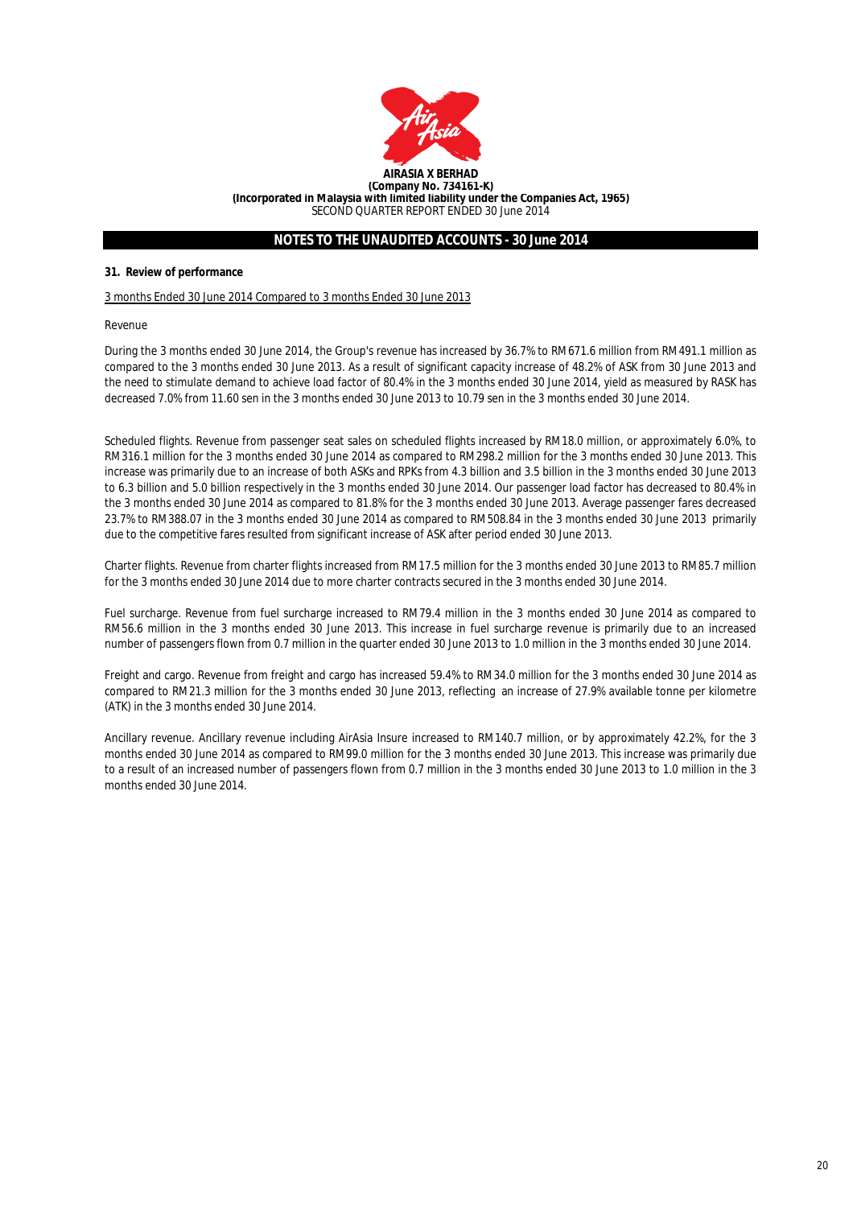**AIRASIA X BERHAD**
**(Company No. 734161-K)**
**(Incorporated in Malaysia with limited liability under the Companies Act, 1965)**
SECOND QUARTER REPORT ENDED 30 June 2014

## NOTES TO THE UNAUDITED ACCOUNTS - 30 June 2014

**31. Review of performance**

3 months Ended 30 June 2014 Compared to 3 months Ended 30 June 2013

Revenue

During the 3 months ended 30 June 2014, the Group's revenue has increased by 36.7% to RM671.6 million from RM491.1 million as compared to the 3 months ended 30 June 2013. As a result of significant capacity increase of 48.2% of ASK from 30 June 2013 and the need to stimulate demand to achieve load factor of 80.4% in the 3 months ended 30 June 2014, yield as measured by RASK has decreased 7.0% from 11.60 sen in the 3 months ended 30 June 2013 to 10.79 sen in the 3 months ended 30 June 2014.

Scheduled flights. Revenue from passenger seat sales on scheduled flights increased by RM18.0 million, or approximately 6.0%, to RM316.1 million for the 3 months ended 30 June 2014 as compared to RM298.2 million for the 3 months ended 30 June 2013. This increase was primarily due to an increase of both ASKs and RPKs from 4.3 billion and 3.5 billion in the 3 months ended 30 June 2013 to 6.3 billion and 5.0 billion respectively in the 3 months ended 30 June 2014. Our passenger load factor has decreased to 80.4% in the 3 months ended 30 June 2014 as compared to 81.8% for the 3 months ended 30 June 2013. Average passenger fares decreased 23.7% to RM388.07 in the 3 months ended 30 June 2014 as compared to RM508.84 in the 3 months ended 30 June 2013 primarily due to the competitive fares resulted from significant increase of ASK after period ended 30 June 2013.

Charter flights. Revenue from charter flights increased from RM17.5 million for the 3 months ended 30 June 2013 to RM85.7 million for the 3 months ended 30 June 2014 due to more charter contracts secured in the 3 months ended 30 June 2014.

Fuel surcharge. Revenue from fuel surcharge increased to RM79.4 million in the 3 months ended 30 June 2014 as compared to RM56.6 million in the 3 months ended 30 June 2013. This increase in fuel surcharge revenue is primarily due to an increased number of passengers flown from 0.7 million in the quarter ended 30 June 2013 to 1.0 million in the 3 months ended 30 June 2014.

Freight and cargo. Revenue from freight and cargo has increased 59.4% to RM34.0 million for the 3 months ended 30 June 2014 as compared to RM21.3 million for the 3 months ended 30 June 2013, reflecting an increase of 27.9% available tonne per kilometre (ATK) in the 3 months ended 30 June 2014.

Ancillary revenue. Ancillary revenue including AirAsia Insure increased to RM140.7 million, or by approximately 42.2%, for the 3 months ended 30 June 2014 as compared to RM99.0 million for the 3 months ended 30 June 2013. This increase was primarily due to a result of an increased number of passengers flown from 0.7 million in the 3 months ended 30 June 2013 to 1.0 million in the 3 months ended 30 June 2014.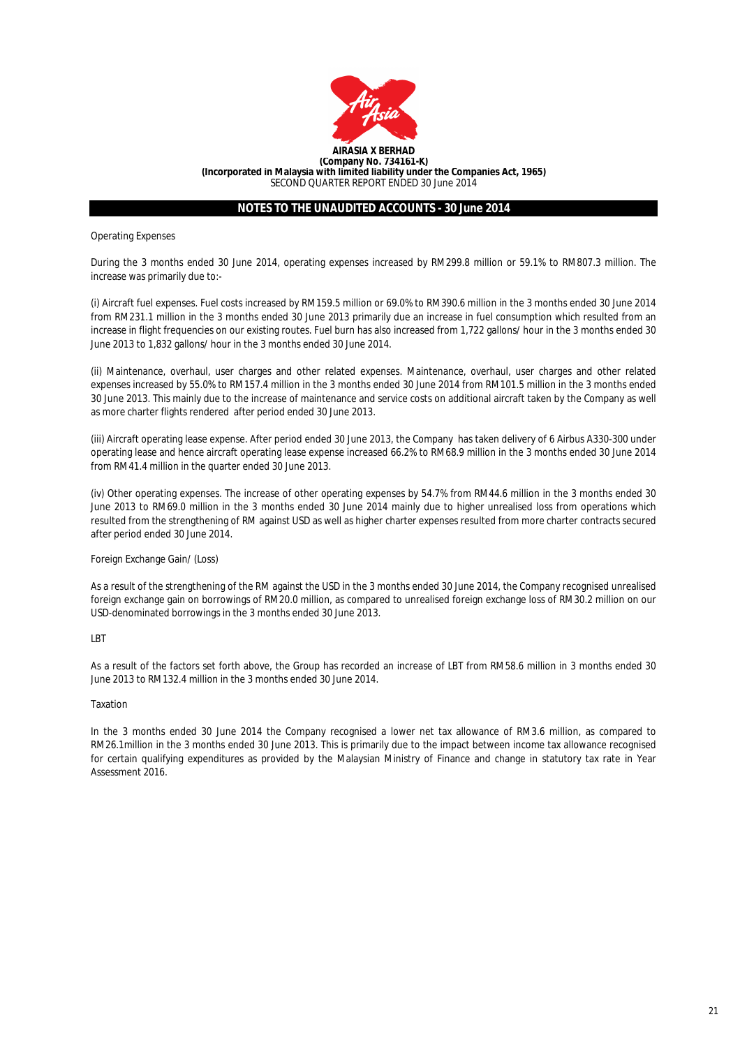## NOTES TO THE UNAUDITED ACCOUNTS - 30 June 2014

Operating Expenses

During the 3 months ended 30 June 2014, operating expenses increased by RM299.8 million or 59.1% to RM807.3 million. The increase was primarily due to:-

(i) Aircraft fuel expenses. Fuel costs increased by RM159.5 million or 69.0% to RM390.6 million in the 3 months ended 30 June 2014 from RM231.1 million in the 3 months ended 30 June 2013 primarily due an increase in fuel consumption which resulted from an increase in flight frequencies on our existing routes. Fuel burn has also increased from 1,722 gallons/ hour in the 3 months ended 30 June 2013 to 1,832 gallons/ hour in the 3 months ended 30 June 2014.

(ii) Maintenance, overhaul, user charges and other related expenses. Maintenance, overhaul, user charges and other related expenses increased by 55.0% to RM157.4 million in the 3 months ended 30 June 2014 from RM101.5 million in the 3 months ended 30 June 2013. This mainly due to the increase of maintenance and service costs on additional aircraft taken by the Company as well as more charter flights rendered after period ended 30 June 2013.

(iii) Aircraft operating lease expense. After period ended 30 June 2013, the Company has taken delivery of 6 Airbus A330-300 under operating lease and hence aircraft operating lease expense increased 66.2% to RM68.9 million in the 3 months ended 30 June 2014 from RM41.4 million in the quarter ended 30 June 2013.

(iv) Other operating expenses. The increase of other operating expenses by 54.7% from RM44.6 million in the 3 months ended 30 June 2013 to RM69.0 million in the 3 months ended 30 June 2014 mainly due to higher unrealised loss from operations which resulted from the strengthening of RM against USD as well as higher charter expenses resulted from more charter contracts secured after period ended 30 June 2014.

Foreign Exchange Gain/ (Loss)

As a result of the strengthening of the RM against the USD in the 3 months ended 30 June 2014, the Company recognised unrealised foreign exchange gain on borrowings of RM20.0 million, as compared to unrealised foreign exchange loss of RM30.2 million on our USD-denominated borrowings in the 3 months ended 30 June 2013.

LBT

As a result of the factors set forth above, the Group has recorded an increase of LBT from RM58.6 million in 3 months ended 30 June 2013 to RM132.4 million in the 3 months ended 30 June 2014.

Taxation

In the 3 months ended 30 June 2014 the Company recognised a lower net tax allowance of RM3.6 million, as compared to RM26.1million in the 3 months ended 30 June 2013. This is primarily due to the impact between income tax allowance recognised for certain qualifying expenditures as provided by the Malaysian Ministry of Finance and change in statutory tax rate in Year Assessment 2016.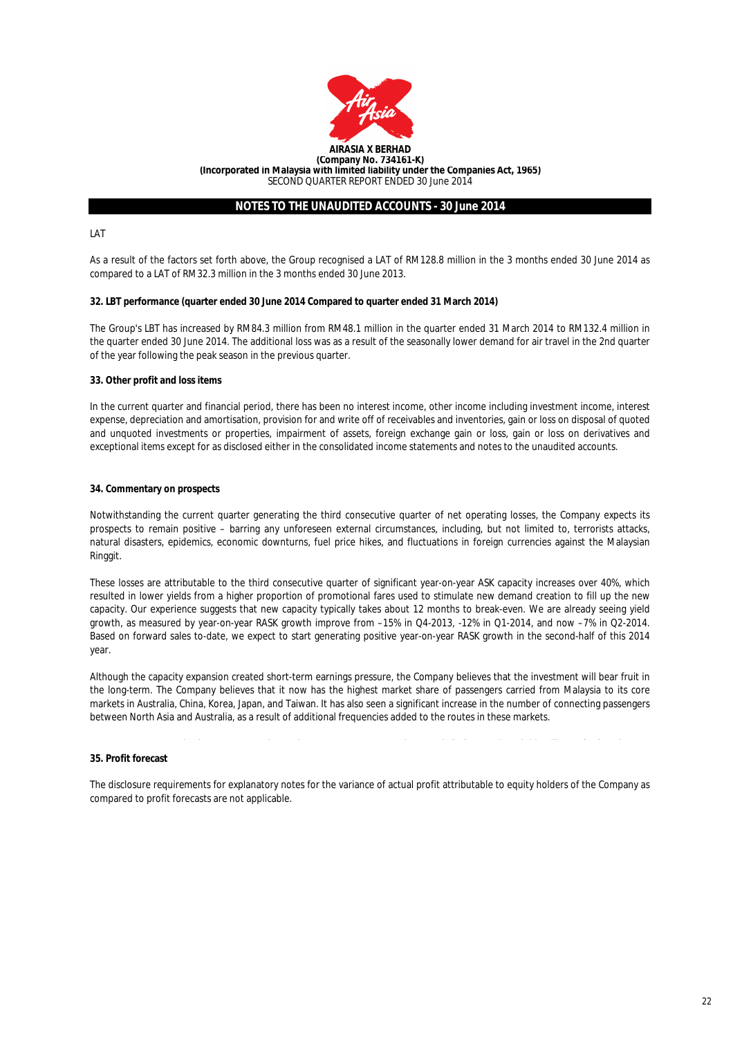**AIRASIA X BERHAD**
**(Company No. 734161-K)**
**(Incorporated in Malaysia with limited liability under the Companies Act, 1965)**
SECOND QUARTER REPORT ENDED 30 June 2014

## NOTES TO THE UNAUDITED ACCOUNTS - 30 June 2014

LAT

As a result of the factors set forth above, the Group recognised a LAT of RM128.8 million in the 3 months ended 30 June 2014 as compared to a LAT of RM32.3 million in the 3 months ended 30 June 2013.

**32. LBT performance (quarter ended 30 June 2014 Compared to quarter ended 31 March 2014)**

The Group's LBT has increased by RM84.3 million from RM48.1 million in the quarter ended 31 March 2014 to RM132.4 million in the quarter ended 30 June 2014. The additional loss was as a result of the seasonally lower demand for air travel in the 2nd quarter of the year following the peak season in the previous quarter.

**33. Other profit and loss items**

In the current quarter and financial period, there has been no interest income, other income including investment income, interest expense, depreciation and amortisation, provision for and write off of receivables and inventories, gain or loss on disposal of quoted and unquoted investments or properties, impairment of assets, foreign exchange gain or loss, gain or loss on derivatives and exceptional items except for as disclosed either in the consolidated income statements and notes to the unaudited accounts.

**34. Commentary on prospects**

Notwithstanding the current quarter generating the third consecutive quarter of net operating losses, the Company expects its prospects to remain positive – barring any unforeseen external circumstances, including, but not limited to, terrorists attacks, natural disasters, epidemics, economic downturns, fuel price hikes, and fluctuations in foreign currencies against the Malaysian Ringgit.

These losses are attributable to the third consecutive quarter of significant year-on-year ASK capacity increases over 40%, which resulted in lower yields from a higher proportion of promotional fares used to stimulate new demand creation to fill up the new capacity. Our experience suggests that new capacity typically takes about 12 months to break-even. We are already seeing yield growth, as measured by year-on-year RASK growth improve from –15% in Q4-2013, -12% in Q1-2014, and now –7% in Q2-2014. Based on forward sales to-date, we expect to start generating positive year-on-year RASK growth in the second-half of this 2014 year.

Although the capacity expansion created short-term earnings pressure, the Company believes that the investment will bear fruit in the long-term. The Company believes that it now has the highest market share of passengers carried from Malaysia to its core markets in Australia, China, Korea, Japan, and Taiwan. It has also seen a significant increase in the number of connecting passengers between North Asia and Australia, as a result of additional frequencies added to the routes in these markets.

**35. Profit forecast**

The disclosure requirements for explanatory notes for the variance of actual profit attributable to equity holders of the Company as compared to profit forecasts are not applicable.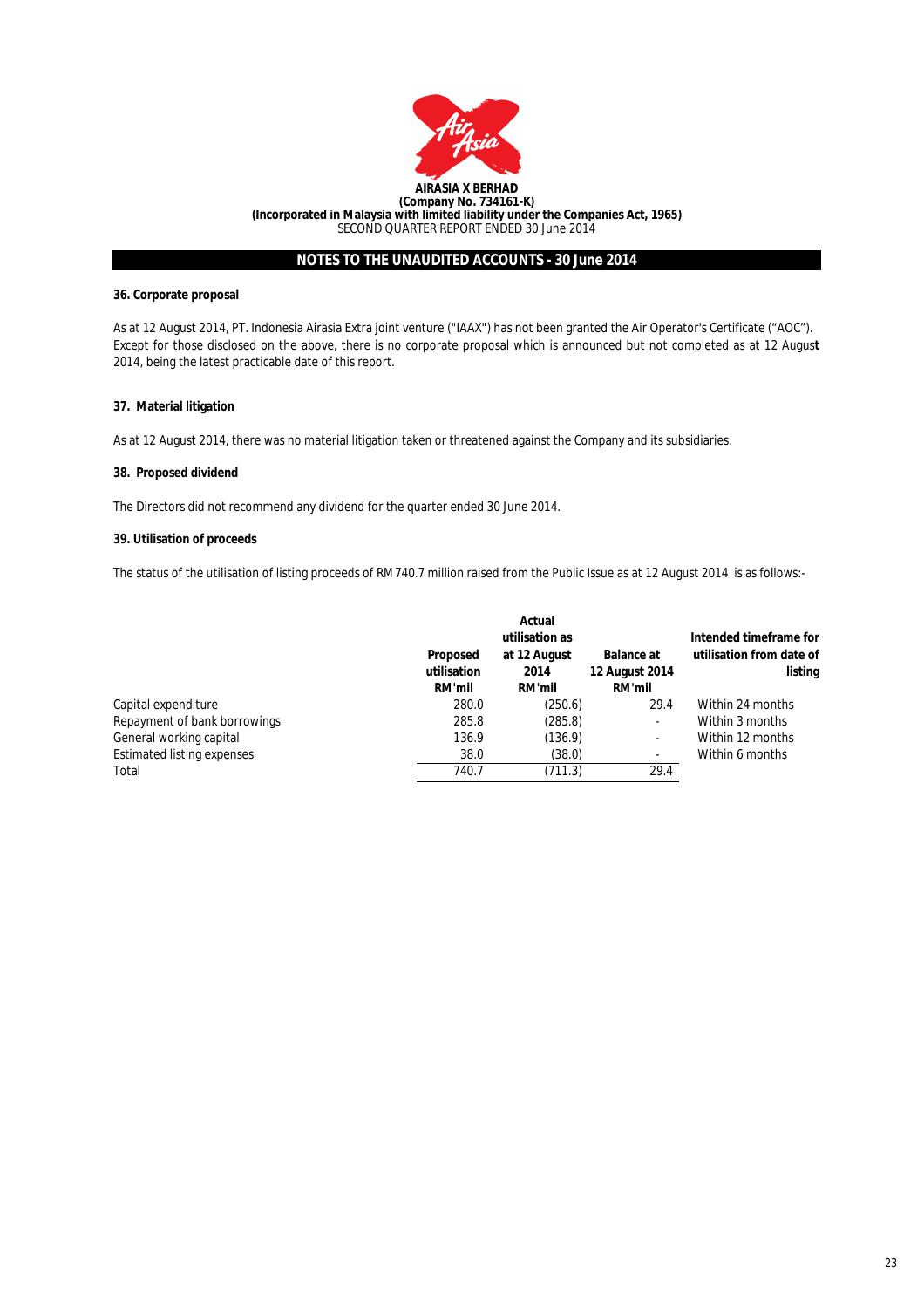## NOTES TO THE UNAUDITED ACCOUNTS - 30 June 2014

**36. Corporate proposal**

As at 12 August 2014, PT. Indonesia Airasia Extra joint venture ("IAAX") has not been granted the Air Operator's Certificate ("AOC"). Except for those disclosed on the above, there is no corporate proposal which is announced but not completed as at 12 August 2014, being the latest practicable date of this report.

**37. Material litigation**

As at 12 August 2014, there was no material litigation taken or threatened against the Company and its subsidiaries.

**38. Proposed dividend**

The Directors did not recommend any dividend for the quarter ended 30 June 2014.

**39. Utilisation of proceeds**

The status of the utilisation of listing proceeds of RM 740.7 million raised from the Public Issue as at 12 August 2014 is as follows:-

| | Proposed utilisation RM'mil | Actual utilisation as at 12 August 2014 RM'mil | Balance at 12 August 2014 RM'mil | Intended timeframe for utilisation from date of listing |
|---|---|---|---|---|
| Capital expenditure | 280.0 | (250.6) | 29.4 | Within 24 months |
| Repayment of bank borrowings | 285.8 | (285.8) | - | Within 3 months |
| General working capital | 136.9 | (136.9) | - | Within 12 months |
| Estimated listing expenses | 38.0 | (38.0) | - | Within 6 months |
| Total | 740.7 | (711.3) | 29.4 | |